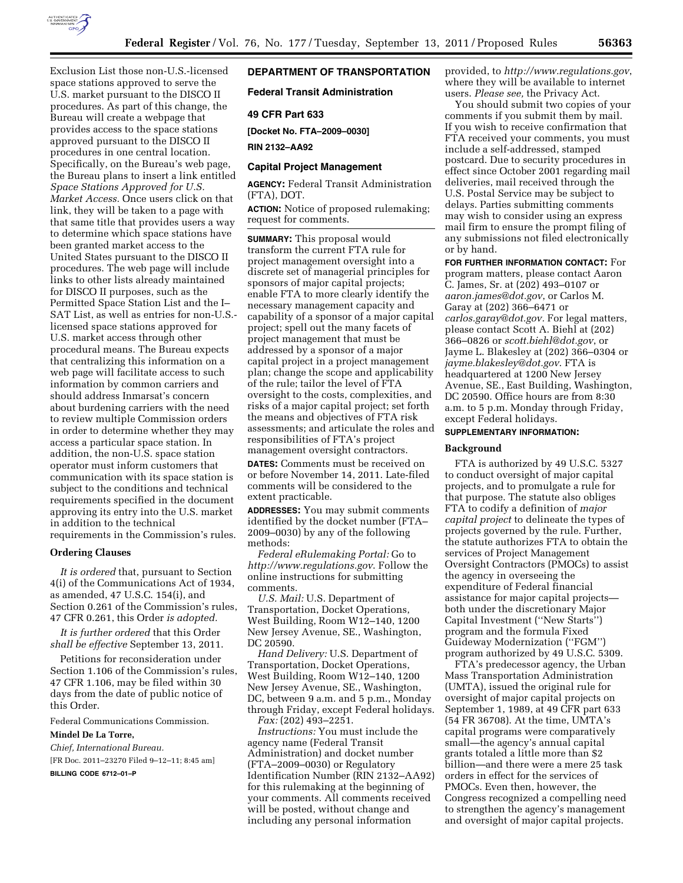Exclusion List those non-U.S.-licensed space stations approved to serve the U.S. market pursuant to the DISCO II procedures. As part of this change, the Bureau will create a webpage that provides access to the space stations approved pursuant to the DISCO II procedures in one central location. Specifically, on the Bureau's web page, the Bureau plans to insert a link entitled *Space Stations Approved for U.S. Market Access.* Once users click on that link, they will be taken to a page with that same title that provides users a way to determine which space stations have been granted market access to the United States pursuant to the DISCO II procedures. The web page will include links to other lists already maintained for DISCO II purposes, such as the Permitted Space Station List and the I–SAT List, as well as entries for non-U.S.-licensed space stations approved for U.S. market access through other procedural means. The Bureau expects that centralizing this information on a web page will facilitate access to such information by common carriers and should address Inmarsat's concern about burdening carriers with the need to review multiple Commission orders in order to determine whether they may access a particular space station. In addition, the non-U.S. space station operator must inform customers that communication with its space station is subject to the conditions and technical requirements specified in the document approving its entry into the U.S. market in addition to the technical requirements in the Commission's rules.

**Ordering Clauses**

*It is ordered* that, pursuant to Section 4(i) of the Communications Act of 1934, as amended, 47 U.S.C. 154(i), and Section 0.261 of the Commission's rules, 47 CFR 0.261, this Order *is adopted.*

*It is further ordered* that this Order *shall be effective* September 13, 2011.

Petitions for reconsideration under Section 1.106 of the Commission's rules, 47 CFR 1.106, may be filed within 30 days from the date of public notice of this Order.

Federal Communications Commission.

**Mindel De La Torre,**

*Chief, International Bureau.*

[FR Doc. 2011–23270 Filed 9–12–11; 8:45 am]

**BILLING CODE 6712–01–P**

## DEPARTMENT OF TRANSPORTATION

## Federal Transit Administration

## 49 CFR Part 633

**[Docket No. FTA–2009–0030]**

**RIN 2132–AA92**

## Capital Project Management

**AGENCY:** Federal Transit Administration (FTA), DOT.

**ACTION:** Notice of proposed rulemaking; request for comments.

**SUMMARY:** This proposal would transform the current FTA rule for project management oversight into a discrete set of managerial principles for sponsors of major capital projects; enable FTA to more clearly identify the necessary management capacity and capability of a sponsor of a major capital project; spell out the many facets of project management that must be addressed by a sponsor of a major capital project in a project management plan; change the scope and applicability of the rule; tailor the level of FTA oversight to the costs, complexities, and risks of a major capital project; set forth the means and objectives of FTA risk assessments; and articulate the roles and responsibilities of FTA's project management oversight contractors.

**DATES:** Comments must be received on or before November 14, 2011. Late-filed comments will be considered to the extent practicable.

**ADDRESSES:** You may submit comments identified by the docket number (FTA–2009–0030) by any of the following methods:

*Federal eRulemaking Portal:* Go to *http://www.regulations.gov*. Follow the online instructions for submitting comments.

*U.S. Mail:* U.S. Department of Transportation, Docket Operations, West Building, Room W12–140, 1200 New Jersey Avenue, SE., Washington, DC 20590.

*Hand Delivery:* U.S. Department of Transportation, Docket Operations, West Building, Room W12–140, 1200 New Jersey Avenue, SE., Washington, DC, between 9 a.m. and 5 p.m., Monday through Friday, except Federal holidays.

*Fax:* (202) 493–2251.

*Instructions:* You must include the agency name (Federal Transit Administration) and docket number (FTA–2009–0030) or Regulatory Identification Number (RIN 2132–AA92) for this rulemaking at the beginning of your comments. All comments received will be posted, without change and including any personal information provided, to *http://www.regulations.gov*, where they will be available to internet users. *Please see,* the Privacy Act.

You should submit two copies of your comments if you submit them by mail. If you wish to receive confirmation that FTA received your comments, you must include a self-addressed, stamped postcard. Due to security procedures in effect since October 2001 regarding mail deliveries, mail received through the U.S. Postal Service may be subject to delays. Parties submitting comments may wish to consider using an express mail firm to ensure the prompt filing of any submissions not filed electronically or by hand.

**FOR FURTHER INFORMATION CONTACT:** For program matters, please contact Aaron C. James, Sr. at (202) 493–0107 or *aaron.james@dot.gov*, or Carlos M. Garay at (202) 366–6471 or *carlos.garay@dot.gov*. For legal matters, please contact Scott A. Biehl at (202) 366–0826 or *scott.biehl@dot.gov*, or Jayme L. Blakesley at (202) 366–0304 or *jayme.blakesley@dot.gov*. FTA is headquartered at 1200 New Jersey Avenue, SE., East Building, Washington, DC 20590. Office hours are from 8:30 a.m. to 5 p.m. Monday through Friday, except Federal holidays.

**SUPPLEMENTARY INFORMATION:**

**Background**

FTA is authorized by 49 U.S.C. 5327 to conduct oversight of major capital projects, and to promulgate a rule for that purpose. The statute also obliges FTA to codify a definition of *major capital project* to delineate the types of projects governed by the rule. Further, the statute authorizes FTA to obtain the services of Project Management Oversight Contractors (PMOCs) to assist the agency in overseeing the expenditure of Federal financial assistance for major capital projects—both under the discretionary Major Capital Investment (''New Starts'') program and the formula Fixed Guideway Modernization (''FGM'') program authorized by 49 U.S.C. 5309.

FTA's predecessor agency, the Urban Mass Transportation Administration (UMTA), issued the original rule for oversight of major capital projects on September 1, 1989, at 49 CFR part 633 (54 FR 36708). At the time, UMTA's capital programs were comparatively small—the agency's annual capital grants totaled a little more than $2 billion—and there were a mere 25 task orders in effect for the services of PMOCs. Even then, however, the Congress recognized a compelling need to strengthen the agency's management and oversight of major capital projects.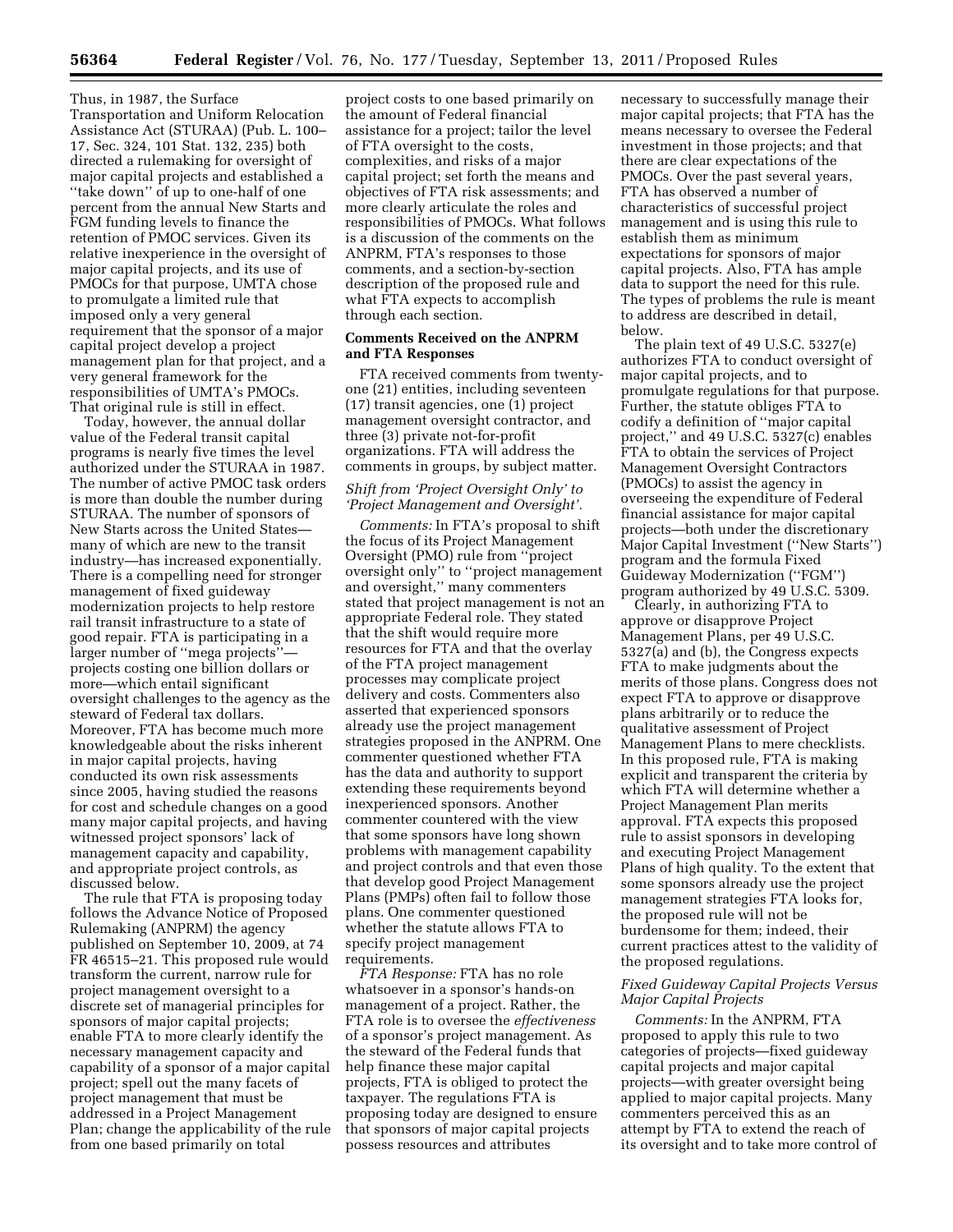Thus, in 1987, the Surface Transportation and Uniform Relocation Assistance Act (STURAA) (Pub. L. 100–17, Sec. 324, 101 Stat. 132, 235) both directed a rulemaking for oversight of major capital projects and established a ''take down'' of up to one-half of one percent from the annual New Starts and FGM funding levels to finance the retention of PMOC services. Given its relative inexperience in the oversight of major capital projects, and its use of PMOCs for that purpose, UMTA chose to promulgate a limited rule that imposed only a very general requirement that the sponsor of a major capital project develop a project management plan for that project, and a very general framework for the responsibilities of UMTA's PMOCs. That original rule is still in effect.

Today, however, the annual dollar value of the Federal transit capital programs is nearly five times the level authorized under the STURAA in 1987. The number of active PMOC task orders is more than double the number during STURAA. The number of sponsors of New Starts across the United States—many of which are new to the transit industry—has increased exponentially. There is a compelling need for stronger management of fixed guideway modernization projects to help restore rail transit infrastructure to a state of good repair. FTA is participating in a larger number of ''mega projects''—projects costing one billion dollars or more—which entail significant oversight challenges to the agency as the steward of Federal tax dollars. Moreover, FTA has become much more knowledgeable about the risks inherent in major capital projects, having conducted its own risk assessments since 2005, having studied the reasons for cost and schedule changes on a good many major capital projects, and having witnessed project sponsors' lack of management capacity and capability, and appropriate project controls, as discussed below.

The rule that FTA is proposing today follows the Advance Notice of Proposed Rulemaking (ANPRM) the agency published on September 10, 2009, at 74 FR 46515–21. This proposed rule would transform the current, narrow rule for project management oversight to a discrete set of managerial principles for sponsors of major capital projects; enable FTA to more clearly identify the necessary management capacity and capability of a sponsor of a major capital project; spell out the many facets of project management that must be addressed in a Project Management Plan; change the applicability of the rule from one based primarily on total project costs to one based primarily on the amount of Federal financial assistance for a project; tailor the level of FTA oversight to the costs, complexities, and risks of a major capital project; set forth the means and objectives of FTA risk assessments; and more clearly articulate the roles and responsibilities of PMOCs. What follows is a discussion of the comments on the ANPRM, FTA's responses to those comments, and a section-by-section description of the proposed rule and what FTA expects to accomplish through each section.

**Comments Received on the ANPRM and FTA Responses**

FTA received comments from twenty-one (21) entities, including seventeen (17) transit agencies, one (1) project management oversight contractor, and three (3) private not-for-profit organizations. FTA will address the comments in groups, by subject matter.

*Shift from 'Project Oversight Only' to 'Project Management and Oversight'.*

*Comments:* In FTA's proposal to shift the focus of its Project Management Oversight (PMO) rule from ''project oversight only'' to ''project management and oversight,'' many commenters stated that project management is not an appropriate Federal role. They stated that the shift would require more resources for FTA and that the overlay of the FTA project management processes may complicate project delivery and costs. Commenters also asserted that experienced sponsors already use the project management strategies proposed in the ANPRM. One commenter questioned whether FTA has the data and authority to support extending these requirements beyond inexperienced sponsors. Another commenter countered with the view that some sponsors have long shown problems with management capability and project controls and that even those that develop good Project Management Plans (PMPs) often fail to follow those plans. One commenter questioned whether the statute allows FTA to specify project management requirements.

*FTA Response:* FTA has no role whatsoever in a sponsor's hands-on management of a project. Rather, the FTA role is to oversee the *effectiveness* of a sponsor's project management. As the steward of the Federal funds that help finance these major capital projects, FTA is obliged to protect the taxpayer. The regulations FTA is proposing today are designed to ensure that sponsors of major capital projects possess resources and attributes necessary to successfully manage their major capital projects; that FTA has the means necessary to oversee the Federal investment in those projects; and that there are clear expectations of the PMOCs. Over the past several years, FTA has observed a number of characteristics of successful project management and is using this rule to establish them as minimum expectations for sponsors of major capital projects. Also, FTA has ample data to support the need for this rule. The types of problems the rule is meant to address are described in detail, below.

The plain text of 49 U.S.C. 5327(e) authorizes FTA to conduct oversight of major capital projects, and to promulgate regulations for that purpose. Further, the statute obliges FTA to codify a definition of ''major capital project,'' and 49 U.S.C. 5327(c) enables FTA to obtain the services of Project Management Oversight Contractors (PMOCs) to assist the agency in overseeing the expenditure of Federal financial assistance for major capital projects—both under the discretionary Major Capital Investment (''New Starts'') program and the formula Fixed Guideway Modernization (''FGM'') program authorized by 49 U.S.C. 5309.

Clearly, in authorizing FTA to approve or disapprove Project Management Plans, per 49 U.S.C. 5327(a) and (b), the Congress expects FTA to make judgments about the merits of those plans. Congress does not expect FTA to approve or disapprove plans arbitrarily or to reduce the qualitative assessment of Project Management Plans to mere checklists. In this proposed rule, FTA is making explicit and transparent the criteria by which FTA will determine whether a Project Management Plan merits approval. FTA expects this proposed rule to assist sponsors in developing and executing Project Management Plans of high quality. To the extent that some sponsors already use the project management strategies FTA looks for, the proposed rule will not be burdensome for them; indeed, their current practices attest to the validity of the proposed regulations.

*Fixed Guideway Capital Projects Versus Major Capital Projects*

*Comments:* In the ANPRM, FTA proposed to apply this rule to two categories of projects—fixed guideway capital projects and major capital projects—with greater oversight being applied to major capital projects. Many commenters perceived this as an attempt by FTA to extend the reach of its oversight and to take more control of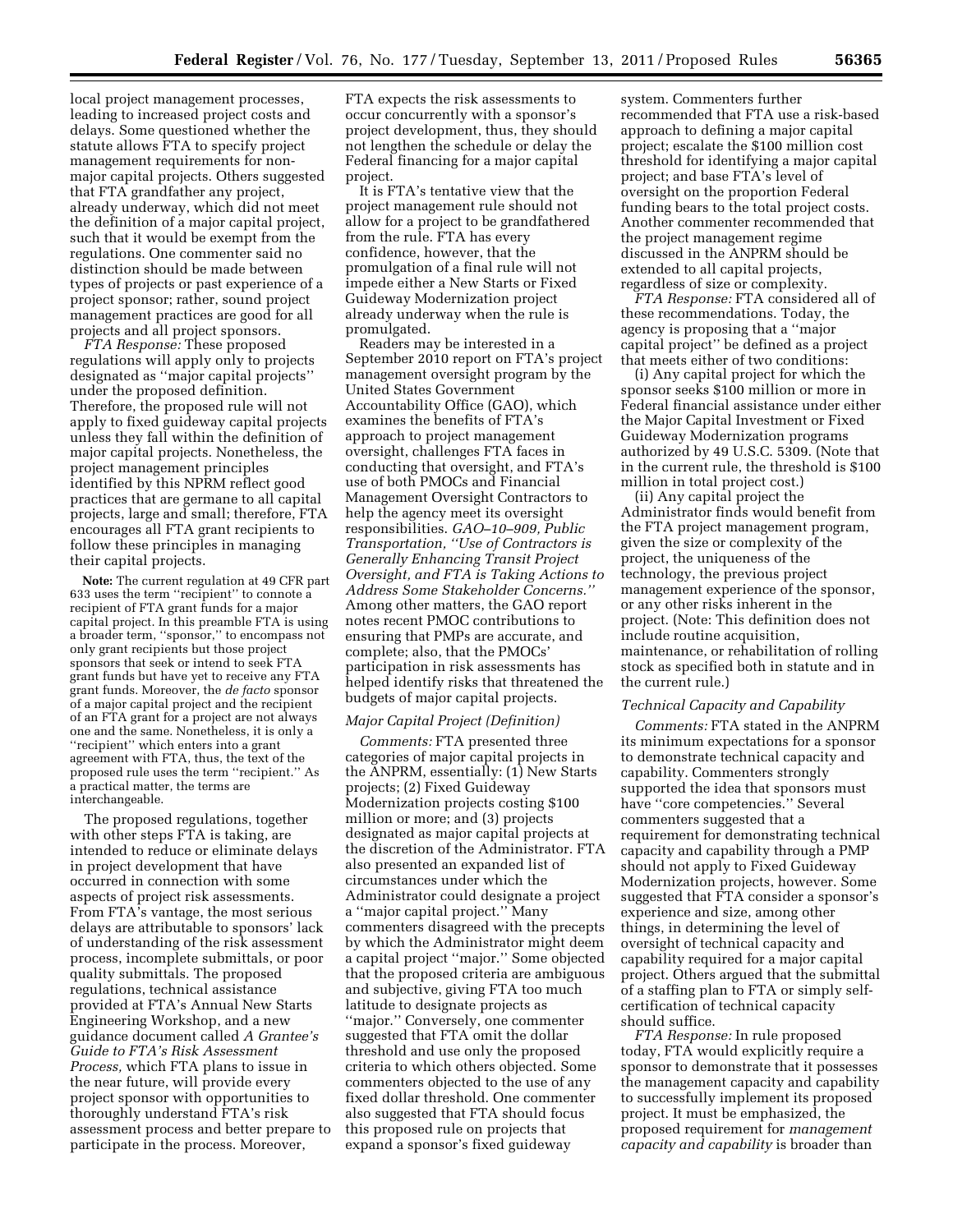local project management processes, leading to increased project costs and delays. Some questioned whether the statute allows FTA to specify project management requirements for non-major capital projects. Others suggested that FTA grandfather any project, already underway, which did not meet the definition of a major capital project, such that it would be exempt from the regulations. One commenter said no distinction should be made between types of projects or past experience of a project sponsor; rather, sound project management practices are good for all projects and all project sponsors.

*FTA Response:* These proposed regulations will apply only to projects designated as ''major capital projects'' under the proposed definition. Therefore, the proposed rule will not apply to fixed guideway capital projects unless they fall within the definition of major capital projects. Nonetheless, the project management principles identified by this NPRM reflect good practices that are germane to all capital projects, large and small; therefore, FTA encourages all FTA grant recipients to follow these principles in managing their capital projects.

**Note:** The current regulation at 49 CFR part 633 uses the term ''recipient'' to connote a recipient of FTA grant funds for a major capital project. In this preamble FTA is using a broader term, ''sponsor,'' to encompass not only grant recipients but those project sponsors that seek or intend to seek FTA grant funds but have yet to receive any FTA grant funds. Moreover, the *de facto* sponsor of a major capital project and the recipient of an FTA grant for a project are not always one and the same. Nonetheless, it is only a ''recipient'' which enters into a grant agreement with FTA, thus, the text of the proposed rule uses the term ''recipient.'' As a practical matter, the terms are interchangeable.

The proposed regulations, together with other steps FTA is taking, are intended to reduce or eliminate delays in project development that have occurred in connection with some aspects of project risk assessments. From FTA's vantage, the most serious delays are attributable to sponsors' lack of understanding of the risk assessment process, incomplete submittals, or poor quality submittals. The proposed regulations, technical assistance provided at FTA's Annual New Starts Engineering Workshop, and a new guidance document called *A Grantee's Guide to FTA's Risk Assessment Process,* which FTA plans to issue in the near future, will provide every project sponsor with opportunities to thoroughly understand FTA's risk assessment process and better prepare to participate in the process. Moreover, FTA expects the risk assessments to occur concurrently with a sponsor's project development, thus, they should not lengthen the schedule or delay the Federal financing for a major capital project.

It is FTA's tentative view that the project management rule should not allow for a project to be grandfathered from the rule. FTA has every confidence, however, that the promulgation of a final rule will not impede either a New Starts or Fixed Guideway Modernization project already underway when the rule is promulgated.

Readers may be interested in a September 2010 report on FTA's project management oversight program by the United States Government Accountability Office (GAO), which examines the benefits of FTA's approach to project management oversight, challenges FTA faces in conducting that oversight, and FTA's use of both PMOCs and Financial Management Oversight Contractors to help the agency meet its oversight responsibilities. *GAO–10–909, Public Transportation, ''Use of Contractors is Generally Enhancing Transit Project Oversight, and FTA is Taking Actions to Address Some Stakeholder Concerns.''* Among other matters, the GAO report notes recent PMOC contributions to ensuring that PMPs are accurate, and complete; also, that the PMOCs' participation in risk assessments has helped identify risks that threatened the budgets of major capital projects.

*Major Capital Project (Definition)*

*Comments:* FTA presented three categories of major capital projects in the ANPRM, essentially: (1) New Starts projects; (2) Fixed Guideway Modernization projects costing $100 million or more; and (3) projects designated as major capital projects at the discretion of the Administrator. FTA also presented an expanded list of circumstances under which the Administrator could designate a project a ''major capital project.'' Many commenters disagreed with the precepts by which the Administrator might deem a capital project ''major.'' Some objected that the proposed criteria are ambiguous and subjective, giving FTA too much latitude to designate projects as ''major.'' Conversely, one commenter suggested that FTA omit the dollar threshold and use only the proposed criteria to which others objected. Some commenters objected to the use of any fixed dollar threshold. One commenter also suggested that FTA should focus this proposed rule on projects that expand a sponsor's fixed guideway system. Commenters further recommended that FTA use a risk-based approach to defining a major capital project; escalate the $100 million cost threshold for identifying a major capital project; and base FTA's level of oversight on the proportion Federal funding bears to the total project costs. Another commenter recommended that the project management regime discussed in the ANPRM should be extended to all capital projects, regardless of size or complexity.

*FTA Response:* FTA considered all of these recommendations. Today, the agency is proposing that a ''major capital project'' be defined as a project that meets either of two conditions:

(i) Any capital project for which the sponsor seeks $100 million or more in Federal financial assistance under either the Major Capital Investment or Fixed Guideway Modernization programs authorized by 49 U.S.C. 5309. (Note that in the current rule, the threshold is $100 million in total project cost.)

(ii) Any capital project the Administrator finds would benefit from the FTA project management program, given the size or complexity of the project, the uniqueness of the technology, the previous project management experience of the sponsor, or any other risks inherent in the project. (Note: This definition does not include routine acquisition, maintenance, or rehabilitation of rolling stock as specified both in statute and in the current rule.)

*Technical Capacity and Capability*

*Comments:* FTA stated in the ANPRM its minimum expectations for a sponsor to demonstrate technical capacity and capability. Commenters strongly supported the idea that sponsors must have ''core competencies.'' Several commenters suggested that a requirement for demonstrating technical capacity and capability through a PMP should not apply to Fixed Guideway Modernization projects, however. Some suggested that FTA consider a sponsor's experience and size, among other things, in determining the level of oversight of technical capacity and capability required for a major capital project. Others argued that the submittal of a staffing plan to FTA or simply self-certification of technical capacity should suffice.

*FTA Response:* In rule proposed today, FTA would explicitly require a sponsor to demonstrate that it possesses the management capacity and capability to successfully implement its proposed project. It must be emphasized, the proposed requirement for *management capacity and capability* is broader than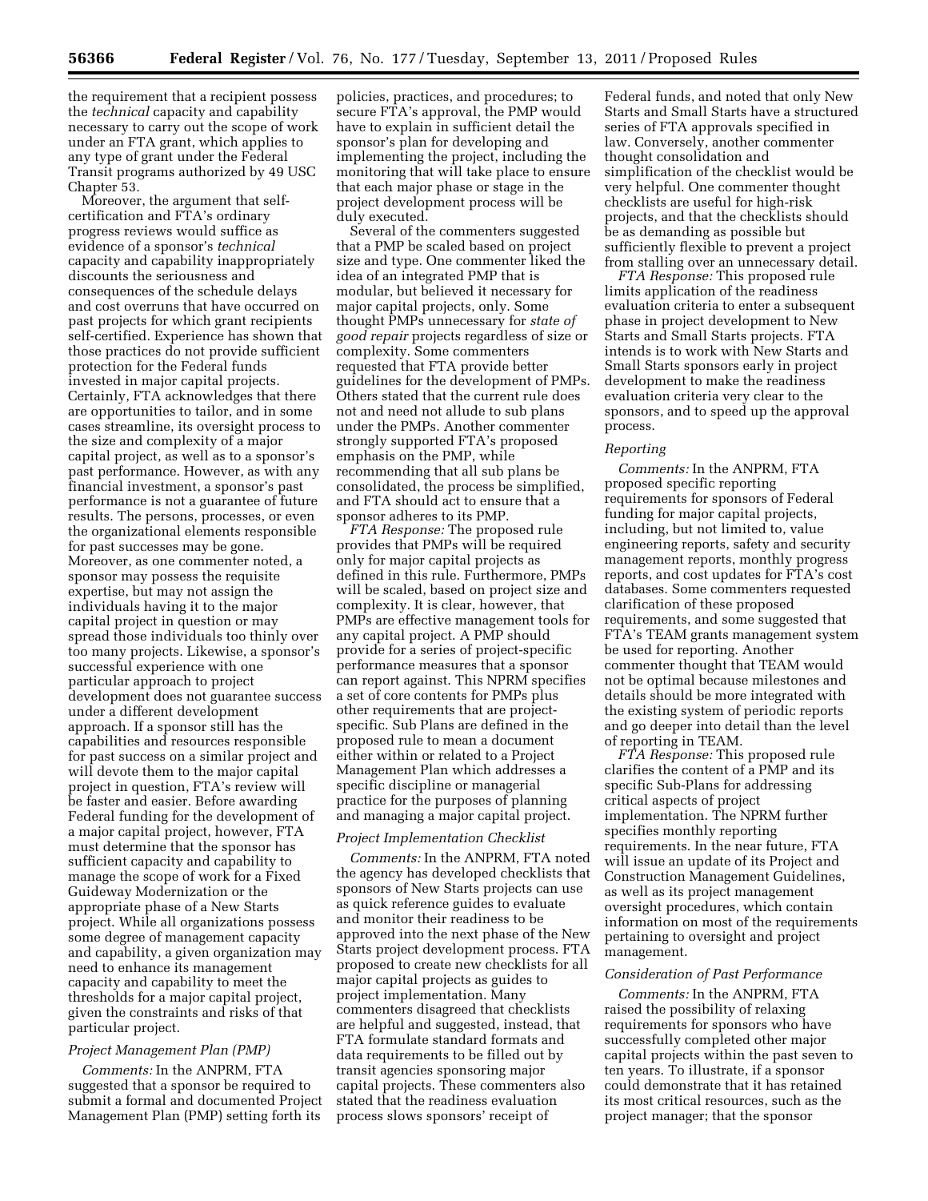the requirement that a recipient possess the *technical* capacity and capability necessary to carry out the scope of work under an FTA grant, which applies to any type of grant under the Federal Transit programs authorized by 49 USC Chapter 53.

Moreover, the argument that self-certification and FTA's ordinary progress reviews would suffice as evidence of a sponsor's *technical* capacity and capability inappropriately discounts the seriousness and consequences of the schedule delays and cost overruns that have occurred on past projects for which grant recipients self-certified. Experience has shown that those practices do not provide sufficient protection for the Federal funds invested in major capital projects. Certainly, FTA acknowledges that there are opportunities to tailor, and in some cases streamline, its oversight process to the size and complexity of a major capital project, as well as to a sponsor's past performance. However, as with any financial investment, a sponsor's past performance is not a guarantee of future results. The persons, processes, or even the organizational elements responsible for past successes may be gone. Moreover, as one commenter noted, a sponsor may possess the requisite expertise, but may not assign the individuals having it to the major capital project in question or may spread those individuals too thinly over too many projects. Likewise, a sponsor's successful experience with one particular approach to project development does not guarantee success under a different development approach. If a sponsor still has the capabilities and resources responsible for past success on a similar project and will devote them to the major capital project in question, FTA's review will be faster and easier. Before awarding Federal funding for the development of a major capital project, however, FTA must determine that the sponsor has sufficient capacity and capability to manage the scope of work for a Fixed Guideway Modernization or the appropriate phase of a New Starts project. While all organizations possess some degree of management capacity and capability, a given organization may need to enhance its management capacity and capability to meet the thresholds for a major capital project, given the constraints and risks of that particular project.

### *Project Management Plan (PMP)*

*Comments:* In the ANPRM, FTA suggested that a sponsor be required to submit a formal and documented Project Management Plan (PMP) setting forth its policies, practices, and procedures; to secure FTA's approval, the PMP would have to explain in sufficient detail the sponsor's plan for developing and implementing the project, including the monitoring that will take place to ensure that each major phase or stage in the project development process will be duly executed.

Several of the commenters suggested that a PMP be scaled based on project size and type. One commenter liked the idea of an integrated PMP that is modular, but believed it necessary for major capital projects, only. Some thought PMPs unnecessary for *state of good repair* projects regardless of size or complexity. Some commenters requested that FTA provide better guidelines for the development of PMPs. Others stated that the current rule does not and need not allude to sub plans under the PMPs. Another commenter strongly supported FTA's proposed emphasis on the PMP, while recommending that all sub plans be consolidated, the process be simplified, and FTA should act to ensure that a sponsor adheres to its PMP.

*FTA Response:* The proposed rule provides that PMPs will be required only for major capital projects as defined in this rule. Furthermore, PMPs will be scaled, based on project size and complexity. It is clear, however, that PMPs are effective management tools for any capital project. A PMP should provide for a series of project-specific performance measures that a sponsor can report against. This NPRM specifies a set of core contents for PMPs plus other requirements that are project-specific. Sub Plans are defined in the proposed rule to mean a document either within or related to a Project Management Plan which addresses a specific discipline or managerial practice for the purposes of planning and managing a major capital project.

### *Project Implementation Checklist*

*Comments:* In the ANPRM, FTA noted the agency has developed checklists that sponsors of New Starts projects can use as quick reference guides to evaluate and monitor their readiness to be approved into the next phase of the New Starts project development process. FTA proposed to create new checklists for all major capital projects as guides to project implementation. Many commenters disagreed that checklists are helpful and suggested, instead, that FTA formulate standard formats and data requirements to be filled out by transit agencies sponsoring major capital projects. These commenters also stated that the readiness evaluation process slows sponsors' receipt of Federal funds, and noted that only New Starts and Small Starts have a structured series of FTA approvals specified in law. Conversely, another commenter thought consolidation and simplification of the checklist would be very helpful. One commenter thought checklists are useful for high-risk projects, and that the checklists should be as demanding as possible but sufficiently flexible to prevent a project from stalling over an unnecessary detail.

*FTA Response:* This proposed rule limits application of the readiness evaluation criteria to enter a subsequent phase in project development to New Starts and Small Starts projects. FTA intends is to work with New Starts and Small Starts sponsors early in project development to make the readiness evaluation criteria very clear to the sponsors, and to speed up the approval process.

### *Reporting*

*Comments:* In the ANPRM, FTA proposed specific reporting requirements for sponsors of Federal funding for major capital projects, including, but not limited to, value engineering reports, safety and security management reports, monthly progress reports, and cost updates for FTA's cost databases. Some commenters requested clarification of these proposed requirements, and some suggested that FTA's TEAM grants management system be used for reporting. Another commenter thought that TEAM would not be optimal because milestones and details should be more integrated with the existing system of periodic reports and go deeper into detail than the level of reporting in TEAM.

*FTA Response:* This proposed rule clarifies the content of a PMP and its specific Sub-Plans for addressing critical aspects of project implementation. The NPRM further specifies monthly reporting requirements. In the near future, FTA will issue an update of its Project and Construction Management Guidelines, as well as its project management oversight procedures, which contain information on most of the requirements pertaining to oversight and project management.

### *Consideration of Past Performance*

*Comments:* In the ANPRM, FTA raised the possibility of relaxing requirements for sponsors who have successfully completed other major capital projects within the past seven to ten years. To illustrate, if a sponsor could demonstrate that it has retained its most critical resources, such as the project manager; that the sponsor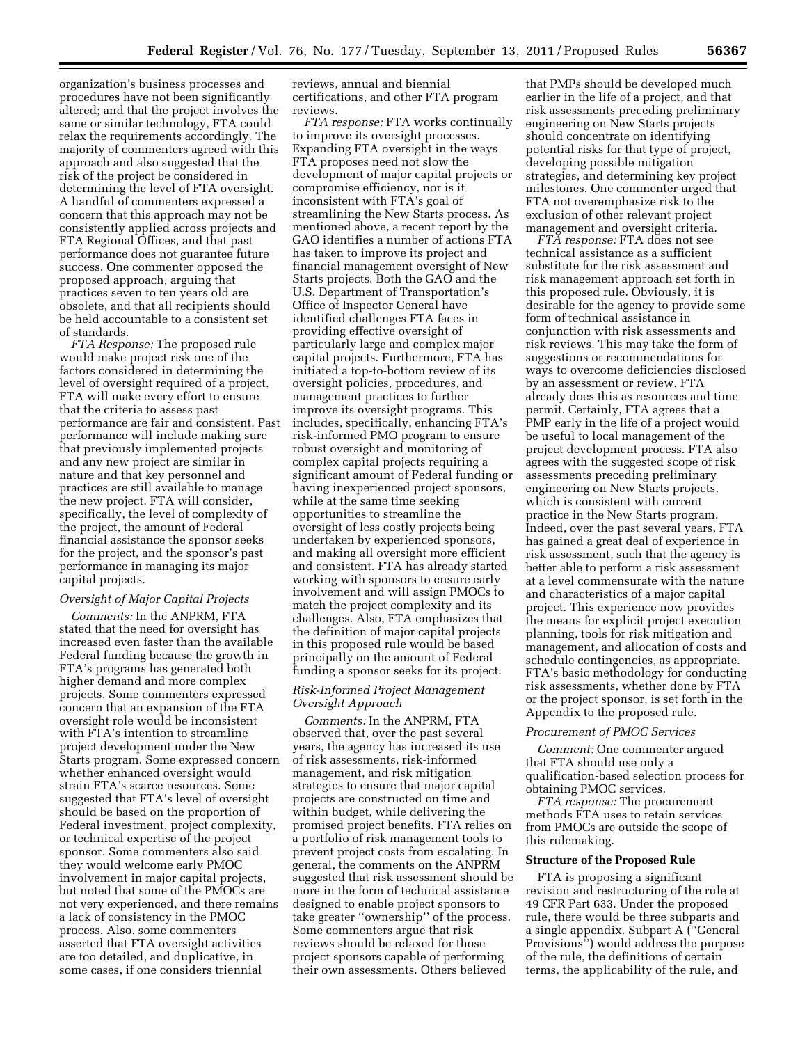organization's business processes and procedures have not been significantly altered; and that the project involves the same or similar technology, FTA could relax the requirements accordingly. The majority of commenters agreed with this approach and also suggested that the risk of the project be considered in determining the level of FTA oversight. A handful of commenters expressed a concern that this approach may not be consistently applied across projects and FTA Regional Offices, and that past performance does not guarantee future success. One commenter opposed the proposed approach, arguing that practices seven to ten years old are obsolete, and that all recipients should be held accountable to a consistent set of standards.

*FTA Response:* The proposed rule would make project risk one of the factors considered in determining the level of oversight required of a project. FTA will make every effort to ensure that the criteria to assess past performance are fair and consistent. Past performance will include making sure that previously implemented projects and any new project are similar in nature and that key personnel and practices are still available to manage the new project. FTA will consider, specifically, the level of complexity of the project, the amount of Federal financial assistance the sponsor seeks for the project, and the sponsor's past performance in managing its major capital projects.

*Oversight of Major Capital Projects*

*Comments:* In the ANPRM, FTA stated that the need for oversight has increased even faster than the available Federal funding because the growth in FTA's programs has generated both higher demand and more complex projects. Some commenters expressed concern that an expansion of the FTA oversight role would be inconsistent with FTA's intention to streamline project development under the New Starts program. Some expressed concern whether enhanced oversight would strain FTA's scarce resources. Some suggested that FTA's level of oversight should be based on the proportion of Federal investment, project complexity, or technical expertise of the project sponsor. Some commenters also said they would welcome early PMOC involvement in major capital projects, but noted that some of the PMOCs are not very experienced, and there remains a lack of consistency in the PMOC process. Also, some commenters asserted that FTA oversight activities are too detailed, and duplicative, in some cases, if one considers triennial reviews, annual and biennial certifications, and other FTA program reviews.

*FTA response:* FTA works continually to improve its oversight processes. Expanding FTA oversight in the ways FTA proposes need not slow the development of major capital projects or compromise efficiency, nor is it inconsistent with FTA's goal of streamlining the New Starts process. As mentioned above, a recent report by the GAO identifies a number of actions FTA has taken to improve its project and financial management oversight of New Starts projects. Both the GAO and the U.S. Department of Transportation's Office of Inspector General have identified challenges FTA faces in providing effective oversight of particularly large and complex major capital projects. Furthermore, FTA has initiated a top-to-bottom review of its oversight policies, procedures, and management practices to further improve its oversight programs. This includes, specifically, enhancing FTA's risk-informed PMO program to ensure robust oversight and monitoring of complex capital projects requiring a significant amount of Federal funding or having inexperienced project sponsors, while at the same time seeking opportunities to streamline the oversight of less costly projects being undertaken by experienced sponsors, and making all oversight more efficient and consistent. FTA has already started working with sponsors to ensure early involvement and will assign PMOCs to match the project complexity and its challenges. Also, FTA emphasizes that the definition of major capital projects in this proposed rule would be based principally on the amount of Federal funding a sponsor seeks for its project.

*Risk-Informed Project Management Oversight Approach*

*Comments:* In the ANPRM, FTA observed that, over the past several years, the agency has increased its use of risk assessments, risk-informed management, and risk mitigation strategies to ensure that major capital projects are constructed on time and within budget, while delivering the promised project benefits. FTA relies on a portfolio of risk management tools to prevent project costs from escalating. In general, the comments on the ANPRM suggested that risk assessment should be more in the form of technical assistance designed to enable project sponsors to take greater ''ownership'' of the process. Some commenters argue that risk reviews should be relaxed for those project sponsors capable of performing their own assessments. Others believed that PMPs should be developed much earlier in the life of a project, and that risk assessments preceding preliminary engineering on New Starts projects should concentrate on identifying potential risks for that type of project, developing possible mitigation strategies, and determining key project milestones. One commenter urged that FTA not overemphasize risk to the exclusion of other relevant project management and oversight criteria.

*FTA response:* FTA does not see technical assistance as a sufficient substitute for the risk assessment and risk management approach set forth in this proposed rule. Obviously, it is desirable for the agency to provide some form of technical assistance in conjunction with risk assessments and risk reviews. This may take the form of suggestions or recommendations for ways to overcome deficiencies disclosed by an assessment or review. FTA already does this as resources and time permit. Certainly, FTA agrees that a PMP early in the life of a project would be useful to local management of the project development process. FTA also agrees with the suggested scope of risk assessments preceding preliminary engineering on New Starts projects, which is consistent with current practice in the New Starts program. Indeed, over the past several years, FTA has gained a great deal of experience in risk assessment, such that the agency is better able to perform a risk assessment at a level commensurate with the nature and characteristics of a major capital project. This experience now provides the means for explicit project execution planning, tools for risk mitigation and management, and allocation of costs and schedule contingencies, as appropriate. FTA's basic methodology for conducting risk assessments, whether done by FTA or the project sponsor, is set forth in the Appendix to the proposed rule.

*Procurement of PMOC Services*

*Comment:* One commenter argued that FTA should use only a qualification-based selection process for obtaining PMOC services.

*FTA response:* The procurement methods FTA uses to retain services from PMOCs are outside the scope of this rulemaking.

**Structure of the Proposed Rule**

FTA is proposing a significant revision and restructuring of the rule at 49 CFR Part 633. Under the proposed rule, there would be three subparts and a single appendix. Subpart A (''General Provisions'') would address the purpose of the rule, the definitions of certain terms, the applicability of the rule, and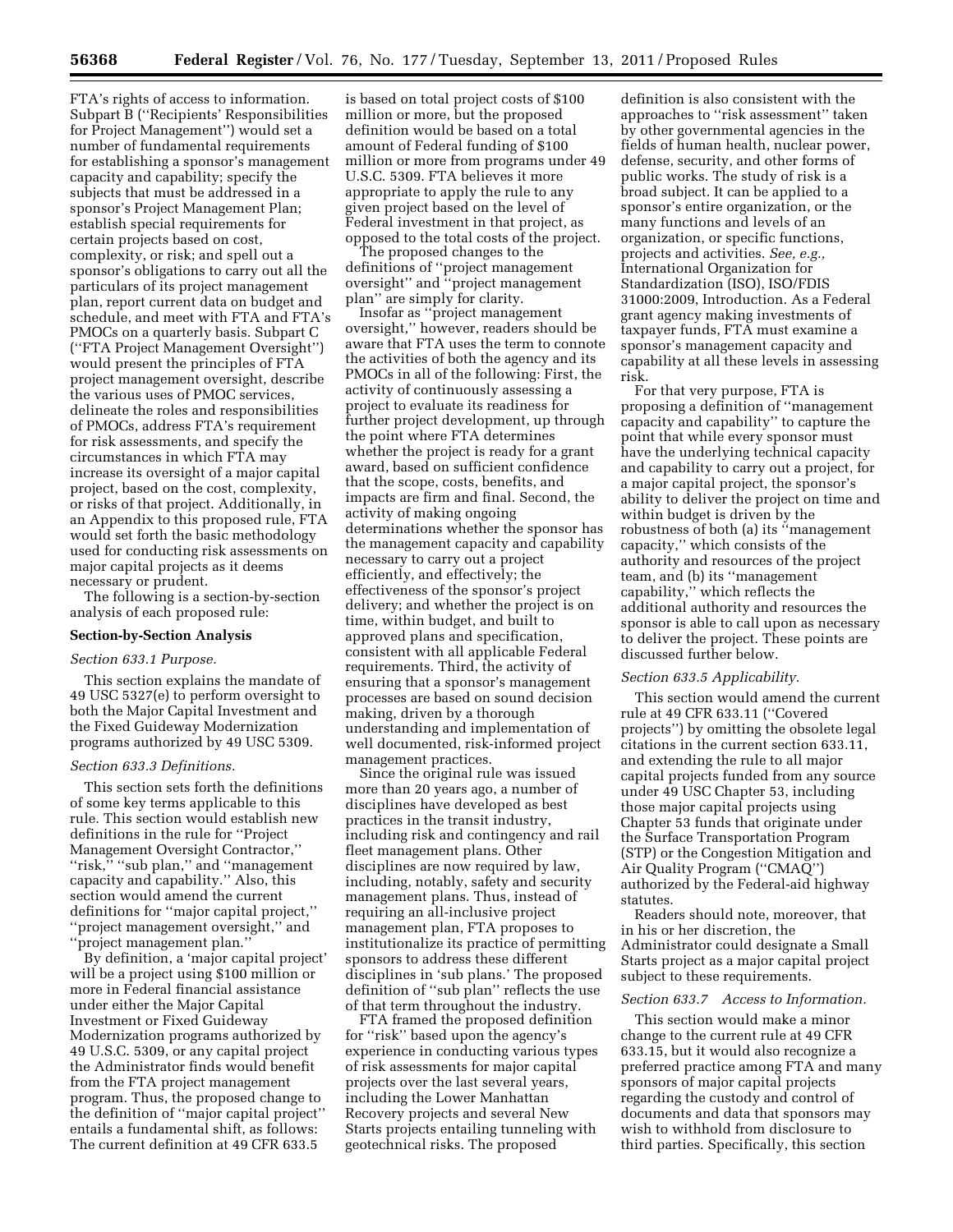FTA's rights of access to information. Subpart B ("Recipients' Responsibilities for Project Management") would set a number of fundamental requirements for establishing a sponsor's management capacity and capability; specify the subjects that must be addressed in a sponsor's Project Management Plan; establish special requirements for certain projects based on cost, complexity, or risk; and spell out a sponsor's obligations to carry out all the particulars of its project management plan, report current data on budget and schedule, and meet with FTA and FTA's PMOCs on a quarterly basis. Subpart C ("FTA Project Management Oversight") would present the principles of FTA project management oversight, describe the various uses of PMOC services, delineate the roles and responsibilities of PMOCs, address FTA's requirement for risk assessments, and specify the circumstances in which FTA may increase its oversight of a major capital project, based on the cost, complexity, or risks of that project. Additionally, in an Appendix to this proposed rule, FTA would set forth the basic methodology used for conducting risk assessments on major capital projects as it deems necessary or prudent.

The following is a section-by-section analysis of each proposed rule:

**Section-by-Section Analysis**

*Section 633.1 Purpose.*

This section explains the mandate of 49 USC 5327(e) to perform oversight to both the Major Capital Investment and the Fixed Guideway Modernization programs authorized by 49 USC 5309.

*Section 633.3 Definitions.*

This section sets forth the definitions of some key terms applicable to this rule. This section would establish new definitions in the rule for "Project Management Oversight Contractor," "risk," "sub plan," and "management capacity and capability." Also, this section would amend the current definitions for "major capital project," "project management oversight," and "project management plan."

By definition, a 'major capital project' will be a project using $100 million or more in Federal financial assistance under either the Major Capital Investment or Fixed Guideway Modernization programs authorized by 49 U.S.C. 5309, or any capital project the Administrator finds would benefit from the FTA project management program. Thus, the proposed change to the definition of "major capital project" entails a fundamental shift, as follows: The current definition at 49 CFR 633.5 is based on total project costs of $100 million or more, but the proposed definition would be based on a total amount of Federal funding of $100 million or more from programs under 49 U.S.C. 5309. FTA believes it more appropriate to apply the rule to any given project based on the level of Federal investment in that project, as opposed to the total costs of the project.

The proposed changes to the definitions of "project management oversight" and "project management plan" are simply for clarity.

Insofar as "project management oversight," however, readers should be aware that FTA uses the term to connote the activities of both the agency and its PMOCs in all of the following: First, the activity of continuously assessing a project to evaluate its readiness for further project development, up through the point where FTA determines whether the project is ready for a grant award, based on sufficient confidence that the scope, costs, benefits, and impacts are firm and final. Second, the activity of making ongoing determinations whether the sponsor has the management capacity and capability necessary to carry out a project efficiently, and effectively; the effectiveness of the sponsor's project delivery; and whether the project is on time, within budget, and built to approved plans and specification, consistent with all applicable Federal requirements. Third, the activity of ensuring that a sponsor's management processes are based on sound decision making, driven by a thorough understanding and implementation of well documented, risk-informed project management practices.

Since the original rule was issued more than 20 years ago, a number of disciplines have developed as best practices in the transit industry, including risk and contingency and rail fleet management plans. Other disciplines are now required by law, including, notably, safety and security management plans. Thus, instead of requiring an all-inclusive project management plan, FTA proposes to institutionalize its practice of permitting sponsors to address these different disciplines in 'sub plans.' The proposed definition of "sub plan" reflects the use of that term throughout the industry.

FTA framed the proposed definition for "risk" based upon the agency's experience in conducting various types of risk assessments for major capital projects over the last several years, including the Lower Manhattan Recovery projects and several New Starts projects entailing tunneling with geotechnical risks. The proposed definition is also consistent with the approaches to "risk assessment" taken by other governmental agencies in the fields of human health, nuclear power, defense, security, and other forms of public works. The study of risk is a broad subject. It can be applied to a sponsor's entire organization, or the many functions and levels of an organization, or specific functions, projects and activities. *See, e.g.,* International Organization for Standardization (ISO), ISO/FDIS 31000:2009, Introduction. As a Federal grant agency making investments of taxpayer funds, FTA must examine a sponsor's management capacity and capability at all these levels in assessing risk.

For that very purpose, FTA is proposing a definition of "management capacity and capability" to capture the point that while every sponsor must have the underlying technical capacity and capability to carry out a project, for a major capital project, the sponsor's ability to deliver the project on time and within budget is driven by the robustness of both (a) its "management capacity," which consists of the authority and resources of the project team, and (b) its "management capability," which reflects the additional authority and resources the sponsor is able to call upon as necessary to deliver the project. These points are discussed further below.

*Section 633.5 Applicability.*

This section would amend the current rule at 49 CFR 633.11 ("Covered projects") by omitting the obsolete legal citations in the current section 633.11, and extending the rule to all major capital projects funded from any source under 49 USC Chapter 53, including those major capital projects using Chapter 53 funds that originate under the Surface Transportation Program (STP) or the Congestion Mitigation and Air Quality Program ("CMAQ") authorized by the Federal-aid highway statutes.

Readers should note, moreover, that in his or her discretion, the Administrator could designate a Small Starts project as a major capital project subject to these requirements.

*Section 633.7 Access to Information.*

This section would make a minor change to the current rule at 49 CFR 633.15, but it would also recognize a preferred practice among FTA and many sponsors of major capital projects regarding the custody and control of documents and data that sponsors may wish to withhold from disclosure to third parties. Specifically, this section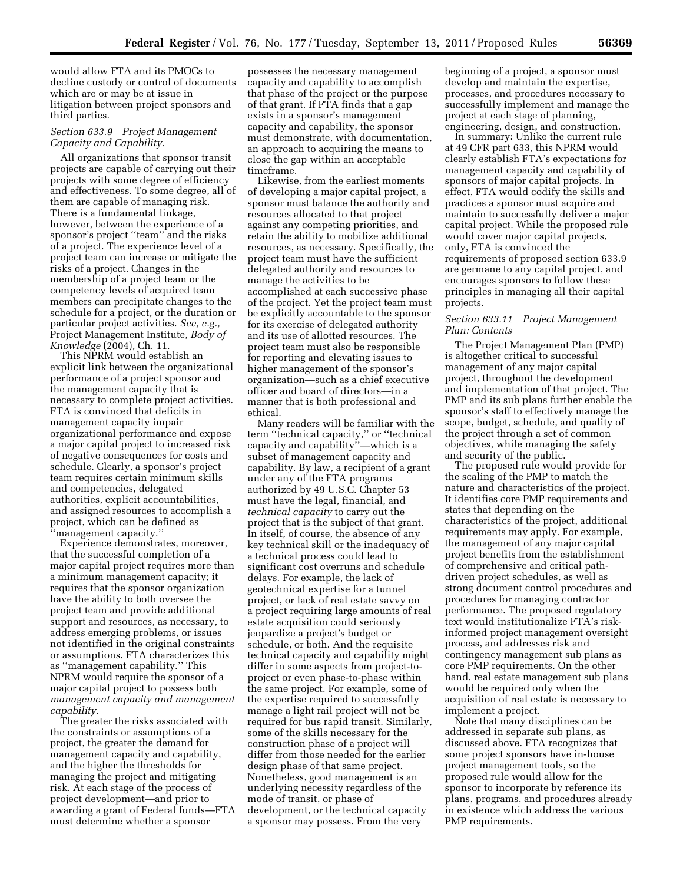would allow FTA and its PMOCs to decline custody or control of documents which are or may be at issue in litigation between project sponsors and third parties.

### *Section 633.9 Project Management Capacity and Capability.*

All organizations that sponsor transit projects are capable of carrying out their projects with some degree of efficiency and effectiveness. To some degree, all of them are capable of managing risk. There is a fundamental linkage, however, between the experience of a sponsor's project "team" and the risks of a project. The experience level of a project team can increase or mitigate the risks of a project. Changes in the membership of a project team or the competency levels of acquired team members can precipitate changes to the schedule for a project, or the duration or particular project activities. *See, e.g.,* Project Management Institute, *Body of Knowledge* (2004), Ch. 11.

This NPRM would establish an explicit link between the organizational performance of a project sponsor and the management capacity that is necessary to complete project activities. FTA is convinced that deficits in management capacity impair organizational performance and expose a major capital project to increased risk of negative consequences for costs and schedule. Clearly, a sponsor's project team requires certain minimum skills and competencies, delegated authorities, explicit accountabilities, and assigned resources to accomplish a project, which can be defined as "management capacity."

Experience demonstrates, moreover, that the successful completion of a major capital project requires more than a minimum management capacity; it requires that the sponsor organization have the ability to both oversee the project team and provide additional support and resources, as necessary, to address emerging problems, or issues not identified in the original constraints or assumptions. FTA characterizes this as "management capability." This NPRM would require the sponsor of a major capital project to possess both *management capacity and management capability.*

The greater the risks associated with the constraints or assumptions of a project, the greater the demand for management capacity and capability, and the higher the thresholds for managing the project and mitigating risk. At each stage of the process of project development—and prior to awarding a grant of Federal funds—FTA must determine whether a sponsor possesses the necessary management capacity and capability to accomplish that phase of the project or the purpose of that grant. If FTA finds that a gap exists in a sponsor's management capacity and capability, the sponsor must demonstrate, with documentation, an approach to acquiring the means to close the gap within an acceptable timeframe.

Likewise, from the earliest moments of developing a major capital project, a sponsor must balance the authority and resources allocated to that project against any competing priorities, and retain the ability to mobilize additional resources, as necessary. Specifically, the project team must have the sufficient delegated authority and resources to manage the activities to be accomplished at each successive phase of the project. Yet the project team must be explicitly accountable to the sponsor for its exercise of delegated authority and its use of allotted resources. The project team must also be responsible for reporting and elevating issues to higher management of the sponsor's organization—such as a chief executive officer and board of directors—in a manner that is both professional and ethical.

Many readers will be familiar with the term "technical capacity," or "technical capacity and capability"—which is a subset of management capacity and capability. By law, a recipient of a grant under any of the FTA programs authorized by 49 U.S.C. Chapter 53 must have the legal, financial, and *technical capacity* to carry out the project that is the subject of that grant. In itself, of course, the absence of any key technical skill or the inadequacy of a technical process could lead to significant cost overruns and schedule delays. For example, the lack of geotechnical expertise for a tunnel project, or lack of real estate savvy on a project requiring large amounts of real estate acquisition could seriously jeopardize a project's budget or schedule, or both. And the requisite technical capacity and capability might differ in some aspects from project-to-project or even phase-to-phase within the same project. For example, some of the expertise required to successfully manage a light rail project will not be required for bus rapid transit. Similarly, some of the skills necessary for the construction phase of a project will differ from those needed for the earlier design phase of that same project. Nonetheless, good management is an underlying necessity regardless of the mode of transit, or phase of development, or the technical capacity a sponsor may possess. From the very beginning of a project, a sponsor must develop and maintain the expertise, processes, and procedures necessary to successfully implement and manage the project at each stage of planning, engineering, design, and construction.

In summary: Unlike the current rule at 49 CFR part 633, this NPRM would clearly establish FTA's expectations for management capacity and capability of sponsors of major capital projects. In effect, FTA would codify the skills and practices a sponsor must acquire and maintain to successfully deliver a major capital project. While the proposed rule would cover major capital projects, only, FTA is convinced the requirements of proposed section 633.9 are germane to any capital project, and encourages sponsors to follow these principles in managing all their capital projects.

### *Section 633.11 Project Management Plan: Contents*

The Project Management Plan (PMP) is altogether critical to successful management of any major capital project, throughout the development and implementation of that project. The PMP and its sub plans further enable the sponsor's staff to effectively manage the scope, budget, schedule, and quality of the project through a set of common objectives, while managing the safety and security of the public.

The proposed rule would provide for the scaling of the PMP to match the nature and characteristics of the project. It identifies core PMP requirements and states that depending on the characteristics of the project, additional requirements may apply. For example, the management of any major capital project benefits from the establishment of comprehensive and critical path-driven project schedules, as well as strong document control procedures and procedures for managing contractor performance. The proposed regulatory text would institutionalize FTA's risk-informed project management oversight process, and addresses risk and contingency management sub plans as core PMP requirements. On the other hand, real estate management sub plans would be required only when the acquisition of real estate is necessary to implement a project.

Note that many disciplines can be addressed in separate sub plans, as discussed above. FTA recognizes that some project sponsors have in-house project management tools, so the proposed rule would allow for the sponsor to incorporate by reference its plans, programs, and procedures already in existence which address the various PMP requirements.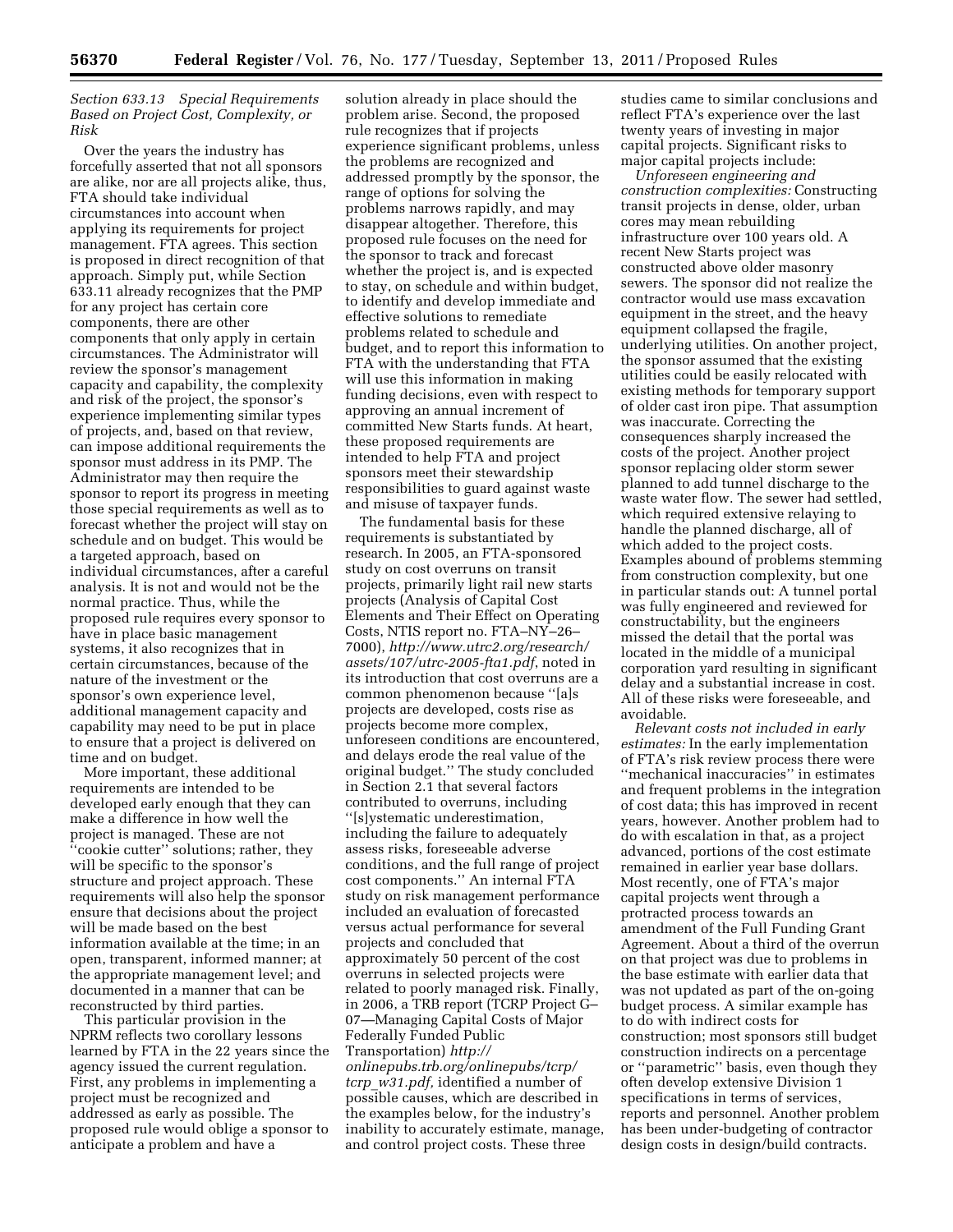*Section 633.13 Special Requirements Based on Project Cost, Complexity, or Risk*

Over the years the industry has forcefully asserted that not all sponsors are alike, nor are all projects alike, thus, FTA should take individual circumstances into account when applying its requirements for project management. FTA agrees. This section is proposed in direct recognition of that approach. Simply put, while Section 633.11 already recognizes that the PMP for any project has certain core components, there are other components that only apply in certain circumstances. The Administrator will review the sponsor's management capacity and capability, the complexity and risk of the project, the sponsor's experience implementing similar types of projects, and, based on that review, can impose additional requirements the sponsor must address in its PMP. The Administrator may then require the sponsor to report its progress in meeting those special requirements as well as to forecast whether the project will stay on schedule and on budget. This would be a targeted approach, based on individual circumstances, after a careful analysis. It is not and would not be the normal practice. Thus, while the proposed rule requires every sponsor to have in place basic management systems, it also recognizes that in certain circumstances, because of the nature of the investment or the sponsor's own experience level, additional management capacity and capability may need to be put in place to ensure that a project is delivered on time and on budget.

More important, these additional requirements are intended to be developed early enough that they can make a difference in how well the project is managed. These are not ''cookie cutter'' solutions; rather, they will be specific to the sponsor's structure and project approach. These requirements will also help the sponsor ensure that decisions about the project will be made based on the best information available at the time; in an open, transparent, informed manner; at the appropriate management level; and documented in a manner that can be reconstructed by third parties.

This particular provision in the NPRM reflects two corollary lessons learned by FTA in the 22 years since the agency issued the current regulation. First, any problems in implementing a project must be recognized and addressed as early as possible. The proposed rule would oblige a sponsor to anticipate a problem and have a solution already in place should the problem arise. Second, the proposed rule recognizes that if projects experience significant problems, unless the problems are recognized and addressed promptly by the sponsor, the range of options for solving the problems narrows rapidly, and may disappear altogether. Therefore, this proposed rule focuses on the need for the sponsor to track and forecast whether the project is, and is expected to stay, on schedule and within budget, to identify and develop immediate and effective solutions to remediate problems related to schedule and budget, and to report this information to FTA with the understanding that FTA will use this information in making funding decisions, even with respect to approving an annual increment of committed New Starts funds. At heart, these proposed requirements are intended to help FTA and project sponsors meet their stewardship responsibilities to guard against waste and misuse of taxpayer funds.

The fundamental basis for these requirements is substantiated by research. In 2005, an FTA-sponsored study on cost overruns on transit projects, primarily light rail new starts projects (Analysis of Capital Cost Elements and Their Effect on Operating Costs, NTIS report no. FTA–NY–26–7000), *http://www.utrc2.org/research/assets/107/utrc-2005-fta1.pdf*, noted in its introduction that cost overruns are a common phenomenon because ''[a]s projects are developed, costs rise as projects become more complex, unforeseen conditions are encountered, and delays erode the real value of the original budget.'' The study concluded in Section 2.1 that several factors contributed to overruns, including ''[s]ystematic underestimation, including the failure to adequately assess risks, foreseeable adverse conditions, and the full range of project cost components.'' An internal FTA study on risk management performance included an evaluation of forecasted versus actual performance for several projects and concluded that approximately 50 percent of the cost overruns in selected projects were related to poorly managed risk. Finally, in 2006, a TRB report (TCRP Project G–07—Managing Capital Costs of Major Federally Funded Public Transportation) *http://onlinepubs.trb.org/onlinepubs/tcrp/tcrp_w31.pdf,* identified a number of possible causes, which are described in the examples below, for the industry's inability to accurately estimate, manage, and control project costs. These three studies came to similar conclusions and reflect FTA's experience over the last twenty years of investing in major capital projects. Significant risks to major capital projects include:

*Unforeseen engineering and construction complexities:* Constructing transit projects in dense, older, urban cores may mean rebuilding infrastructure over 100 years old. A recent New Starts project was constructed above older masonry sewers. The sponsor did not realize the contractor would use mass excavation equipment in the street, and the heavy equipment collapsed the fragile, underlying utilities. On another project, the sponsor assumed that the existing utilities could be easily relocated with existing methods for temporary support of older cast iron pipe. That assumption was inaccurate. Correcting the consequences sharply increased the costs of the project. Another project sponsor replacing older storm sewer planned to add tunnel discharge to the waste water flow. The sewer had settled, which required extensive relaying to handle the planned discharge, all of which added to the project costs. Examples abound of problems stemming from construction complexity, but one in particular stands out: A tunnel portal was fully engineered and reviewed for constructability, but the engineers missed the detail that the portal was located in the middle of a municipal corporation yard resulting in significant delay and a substantial increase in cost. All of these risks were foreseeable, and avoidable.

*Relevant costs not included in early estimates:* In the early implementation of FTA's risk review process there were ''mechanical inaccuracies'' in estimates and frequent problems in the integration of cost data; this has improved in recent years, however. Another problem had to do with escalation in that, as a project advanced, portions of the cost estimate remained in earlier year base dollars. Most recently, one of FTA's major capital projects went through a protracted process towards an amendment of the Full Funding Grant Agreement. About a third of the overrun on that project was due to problems in the base estimate with earlier data that was not updated as part of the on-going budget process. A similar example has to do with indirect costs for construction; most sponsors still budget construction indirects on a percentage or ''parametric'' basis, even though they often develop extensive Division 1 specifications in terms of services, reports and personnel. Another problem has been under-budgeting of contractor design costs in design/build contracts.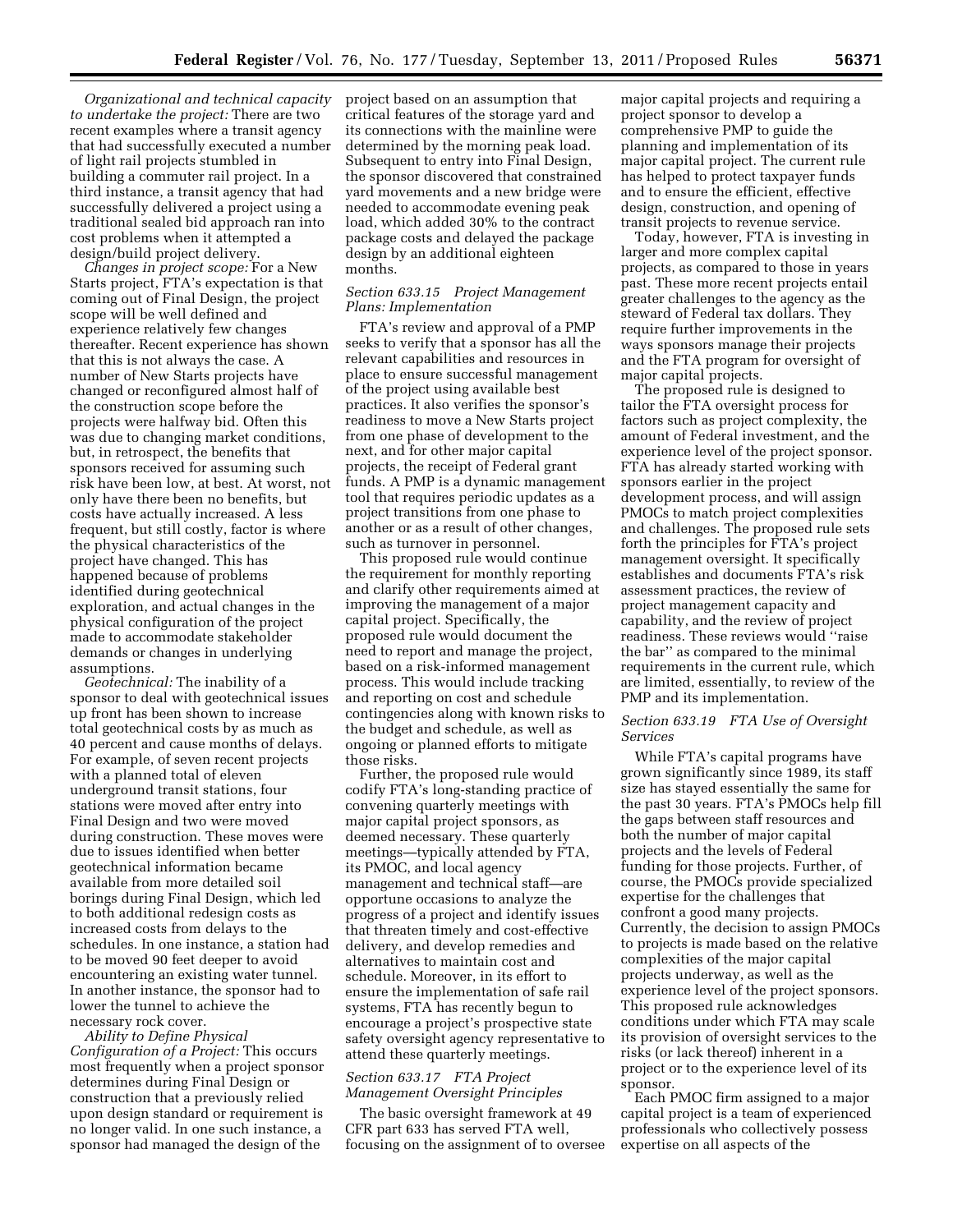*Organizational and technical capacity to undertake the project:* There are two recent examples where a transit agency that had successfully executed a number of light rail projects stumbled in building a commuter rail project. In a third instance, a transit agency that had successfully delivered a project using a traditional sealed bid approach ran into cost problems when it attempted a design/build project delivery.

*Changes in project scope:* For a New Starts project, FTA's expectation is that coming out of Final Design, the project scope will be well defined and experience relatively few changes thereafter. Recent experience has shown that this is not always the case. A number of New Starts projects have changed or reconfigured almost half of the construction scope before the projects were halfway bid. Often this was due to changing market conditions, but, in retrospect, the benefits that sponsors received for assuming such risk have been low, at best. At worst, not only have there been no benefits, but costs have actually increased. A less frequent, but still costly, factor is where the physical characteristics of the project have changed. This has happened because of problems identified during geotechnical exploration, and actual changes in the physical configuration of the project made to accommodate stakeholder demands or changes in underlying assumptions.

*Geotechnical:* The inability of a sponsor to deal with geotechnical issues up front has been shown to increase total geotechnical costs by as much as 40 percent and cause months of delays. For example, of seven recent projects with a planned total of eleven underground transit stations, four stations were moved after entry into Final Design and two were moved during construction. These moves were due to issues identified when better geotechnical information became available from more detailed soil borings during Final Design, which led to both additional redesign costs as increased costs from delays to the schedules. In one instance, a station had to be moved 90 feet deeper to avoid encountering an existing water tunnel. In another instance, the sponsor had to lower the tunnel to achieve the necessary rock cover.

*Ability to Define Physical Configuration of a Project:* This occurs most frequently when a project sponsor determines during Final Design or construction that a previously relied upon design standard or requirement is no longer valid. In one such instance, a sponsor had managed the design of the project based on an assumption that critical features of the storage yard and its connections with the mainline were determined by the morning peak load. Subsequent to entry into Final Design, the sponsor discovered that constrained yard movements and a new bridge were needed to accommodate evening peak load, which added 30% to the contract package costs and delayed the package design by an additional eighteen months.

### *Section 633.15 Project Management Plans: Implementation*

FTA's review and approval of a PMP seeks to verify that a sponsor has all the relevant capabilities and resources in place to ensure successful management of the project using available best practices. It also verifies the sponsor's readiness to move a New Starts project from one phase of development to the next, and for other major capital projects, the receipt of Federal grant funds. A PMP is a dynamic management tool that requires periodic updates as a project transitions from one phase to another or as a result of other changes, such as turnover in personnel.

This proposed rule would continue the requirement for monthly reporting and clarify other requirements aimed at improving the management of a major capital project. Specifically, the proposed rule would document the need to report and manage the project, based on a risk-informed management process. This would include tracking and reporting on cost and schedule contingencies along with known risks to the budget and schedule, as well as ongoing or planned efforts to mitigate those risks.

Further, the proposed rule would codify FTA's long-standing practice of convening quarterly meetings with major capital project sponsors, as deemed necessary. These quarterly meetings—typically attended by FTA, its PMOC, and local agency management and technical staff—are opportune occasions to analyze the progress of a project and identify issues that threaten timely and cost-effective delivery, and develop remedies and alternatives to maintain cost and schedule. Moreover, in its effort to ensure the implementation of safe rail systems, FTA has recently begun to encourage a project's prospective state safety oversight agency representative to attend these quarterly meetings.

### *Section 633.17 FTA Project Management Oversight Principles*

The basic oversight framework at 49 CFR part 633 has served FTA well, focusing on the assignment of to oversee major capital projects and requiring a project sponsor to develop a comprehensive PMP to guide the planning and implementation of its major capital project. The current rule has helped to protect taxpayer funds and to ensure the efficient, effective design, construction, and opening of transit projects to revenue service.

Today, however, FTA is investing in larger and more complex capital projects, as compared to those in years past. These more recent projects entail greater challenges to the agency as the steward of Federal tax dollars. They require further improvements in the ways sponsors manage their projects and the FTA program for oversight of major capital projects.

The proposed rule is designed to tailor the FTA oversight process for factors such as project complexity, the amount of Federal investment, and the experience level of the project sponsor. FTA has already started working with sponsors earlier in the project development process, and will assign PMOCs to match project complexities and challenges. The proposed rule sets forth the principles for FTA's project management oversight. It specifically establishes and documents FTA's risk assessment practices, the review of project management capacity and capability, and the review of project readiness. These reviews would ''raise the bar'' as compared to the minimal requirements in the current rule, which are limited, essentially, to review of the PMP and its implementation.

### *Section 633.19 FTA Use of Oversight Services*

While FTA's capital programs have grown significantly since 1989, its staff size has stayed essentially the same for the past 30 years. FTA's PMOCs help fill the gaps between staff resources and both the number of major capital projects and the levels of Federal funding for those projects. Further, of course, the PMOCs provide specialized expertise for the challenges that confront a good many projects. Currently, the decision to assign PMOCs to projects is made based on the relative complexities of the major capital projects underway, as well as the experience level of the project sponsors. This proposed rule acknowledges conditions under which FTA may scale its provision of oversight services to the risks (or lack thereof) inherent in a project or to the experience level of its sponsor.

Each PMOC firm assigned to a major capital project is a team of experienced professionals who collectively possess expertise on all aspects of the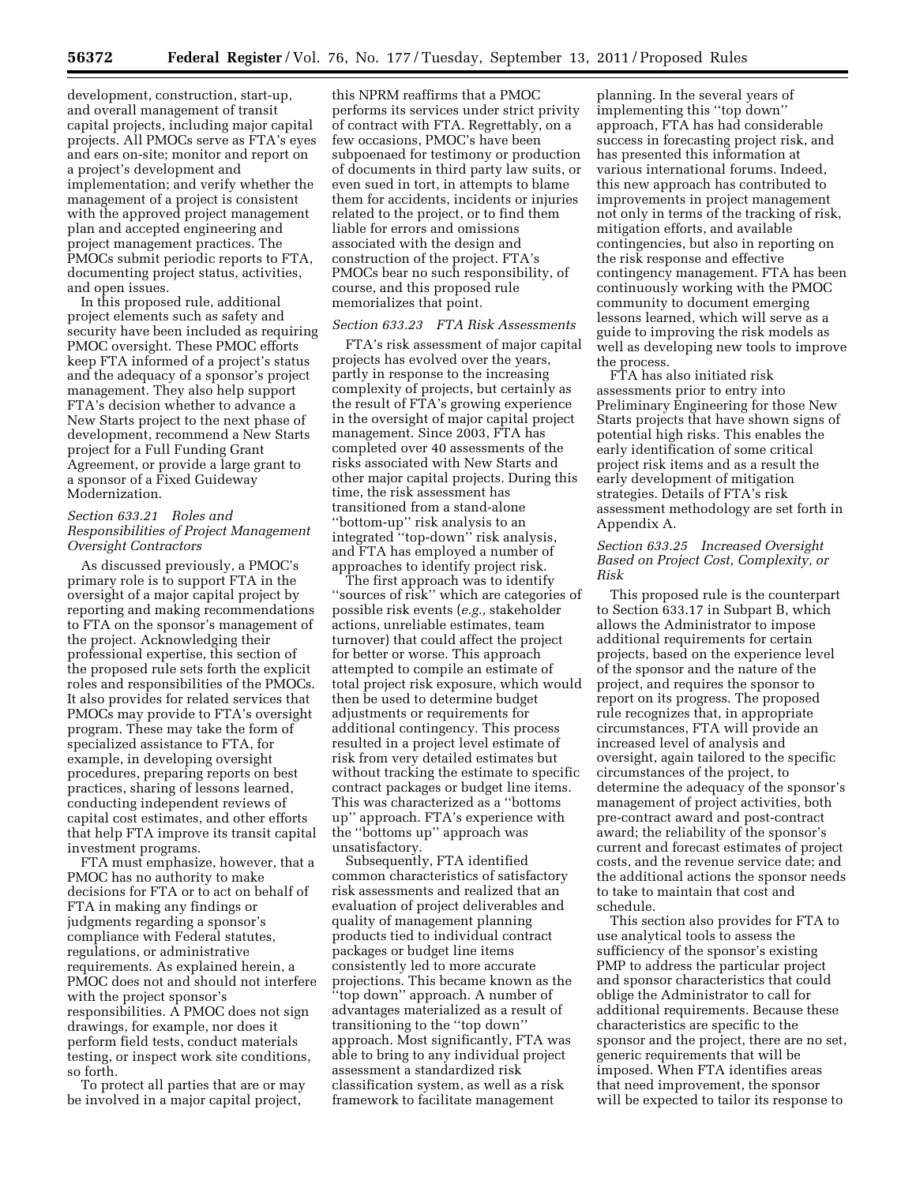development, construction, start-up, and overall management of transit capital projects, including major capital projects. All PMOCs serve as FTA's eyes and ears on-site; monitor and report on a project's development and implementation; and verify whether the management of a project is consistent with the approved project management plan and accepted engineering and project management practices. The PMOCs submit periodic reports to FTA, documenting project status, activities, and open issues.

In this proposed rule, additional project elements such as safety and security have been included as requiring PMOC oversight. These PMOC efforts keep FTA informed of a project's status and the adequacy of a sponsor's project management. They also help support FTA's decision whether to advance a New Starts project to the next phase of development, recommend a New Starts project for a Full Funding Grant Agreement, or provide a large grant to a sponsor of a Fixed Guideway Modernization.

### *Section 633.21 Roles and Responsibilities of Project Management Oversight Contractors*

As discussed previously, a PMOC's primary role is to support FTA in the oversight of a major capital project by reporting and making recommendations to FTA on the sponsor's management of the project. Acknowledging their professional expertise, this section of the proposed rule sets forth the explicit roles and responsibilities of the PMOCs. It also provides for related services that PMOCs may provide to FTA's oversight program. These may take the form of specialized assistance to FTA, for example, in developing oversight procedures, preparing reports on best practices, sharing of lessons learned, conducting independent reviews of capital cost estimates, and other efforts that help FTA improve its transit capital investment programs.

FTA must emphasize, however, that a PMOC has no authority to make decisions for FTA or to act on behalf of FTA in making any findings or judgments regarding a sponsor's compliance with Federal statutes, regulations, or administrative requirements. As explained herein, a PMOC does not and should not interfere with the project sponsor's responsibilities. A PMOC does not sign drawings, for example, nor does it perform field tests, conduct materials testing, or inspect work site conditions, so forth.

To protect all parties that are or may be involved in a major capital project, this NPRM reaffirms that a PMOC performs its services under strict privity of contract with FTA. Regrettably, on a few occasions, PMOC's have been subpoenaed for testimony or production of documents in third party law suits, or even sued in tort, in attempts to blame them for accidents, incidents or injuries related to the project, or to find them liable for errors and omissions associated with the design and construction of the project. FTA's PMOCs bear no such responsibility, of course, and this proposed rule memorializes that point.

### *Section 633.23 FTA Risk Assessments*

FTA's risk assessment of major capital projects has evolved over the years, partly in response to the increasing complexity of projects, but certainly as the result of FTA's growing experience in the oversight of major capital project management. Since 2003, FTA has completed over 40 assessments of the risks associated with New Starts and other major capital projects. During this time, the risk assessment has transitioned from a stand-alone "bottom-up" risk analysis to an integrated "top-down" risk analysis, and FTA has employed a number of approaches to identify project risk.

The first approach was to identify "sources of risk" which are categories of possible risk events (*e.g.,* stakeholder actions, unreliable estimates, team turnover) that could affect the project for better or worse. This approach attempted to compile an estimate of total project risk exposure, which would then be used to determine budget adjustments or requirements for additional contingency. This process resulted in a project level estimate of risk from very detailed estimates but without tracking the estimate to specific contract packages or budget line items. This was characterized as a "bottoms up" approach. FTA's experience with the "bottoms up" approach was unsatisfactory.

Subsequently, FTA identified common characteristics of satisfactory risk assessments and realized that an evaluation of project deliverables and quality of management planning products tied to individual contract packages or budget line items consistently led to more accurate projections. This became known as the "top down" approach. A number of advantages materialized as a result of transitioning to the "top down" approach. Most significantly, FTA was able to bring to any individual project assessment a standardized risk classification system, as well as a risk framework to facilitate management planning. In the several years of implementing this "top down" approach, FTA has had considerable success in forecasting project risk, and has presented this information at various international forums. Indeed, this new approach has contributed to improvements in project management not only in terms of the tracking of risk, mitigation efforts, and available contingencies, but also in reporting on the risk response and effective contingency management. FTA has been continuously working with the PMOC community to document emerging lessons learned, which will serve as a guide to improving the risk models as well as developing new tools to improve the process.

FTA has also initiated risk assessments prior to entry into Preliminary Engineering for those New Starts projects that have shown signs of potential high risks. This enables the early identification of some critical project risk items and as a result the early development of mitigation strategies. Details of FTA's risk assessment methodology are set forth in Appendix A.

### *Section 633.25 Increased Oversight Based on Project Cost, Complexity, or Risk*

This proposed rule is the counterpart to Section 633.17 in Subpart B, which allows the Administrator to impose additional requirements for certain projects, based on the experience level of the sponsor and the nature of the project, and requires the sponsor to report on its progress. The proposed rule recognizes that, in appropriate circumstances, FTA will provide an increased level of analysis and oversight, again tailored to the specific circumstances of the project, to determine the adequacy of the sponsor's management of project activities, both pre-contract award and post-contract award; the reliability of the sponsor's current and forecast estimates of project costs, and the revenue service date; and the additional actions the sponsor needs to take to maintain that cost and schedule.

This section also provides for FTA to use analytical tools to assess the sufficiency of the sponsor's existing PMP to address the particular project and sponsor characteristics that could oblige the Administrator to call for additional requirements. Because these characteristics are specific to the sponsor and the project, there are no set, generic requirements that will be imposed. When FTA identifies areas that need improvement, the sponsor will be expected to tailor its response to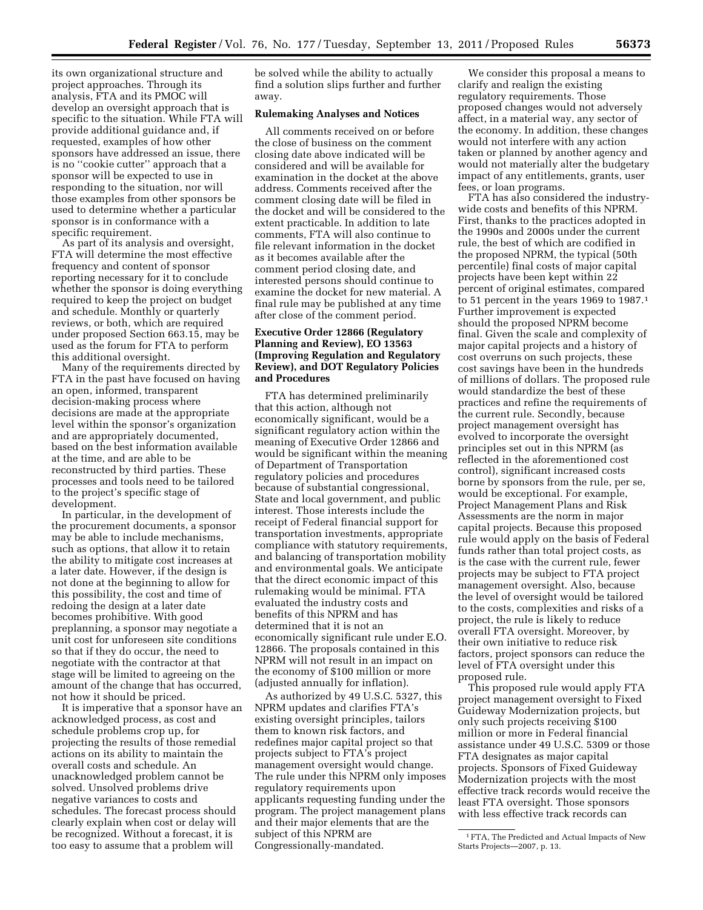its own organizational structure and project approaches. Through its analysis, FTA and its PMOC will develop an oversight approach that is specific to the situation. While FTA will provide additional guidance and, if requested, examples of how other sponsors have addressed an issue, there is no ''cookie cutter'' approach that a sponsor will be expected to use in responding to the situation, nor will those examples from other sponsors be used to determine whether a particular sponsor is in conformance with a specific requirement.

As part of its analysis and oversight, FTA will determine the most effective frequency and content of sponsor reporting necessary for it to conclude whether the sponsor is doing everything required to keep the project on budget and schedule. Monthly or quarterly reviews, or both, which are required under proposed Section 663.15, may be used as the forum for FTA to perform this additional oversight.

Many of the requirements directed by FTA in the past have focused on having an open, informed, transparent decision-making process where decisions are made at the appropriate level within the sponsor's organization and are appropriately documented, based on the best information available at the time, and are able to be reconstructed by third parties. These processes and tools need to be tailored to the project's specific stage of development.

In particular, in the development of the procurement documents, a sponsor may be able to include mechanisms, such as options, that allow it to retain the ability to mitigate cost increases at a later date. However, if the design is not done at the beginning to allow for this possibility, the cost and time of redoing the design at a later date becomes prohibitive. With good preplanning, a sponsor may negotiate a unit cost for unforeseen site conditions so that if they do occur, the need to negotiate with the contractor at that stage will be limited to agreeing on the amount of the change that has occurred, not how it should be priced.

It is imperative that a sponsor have an acknowledged process, as cost and schedule problems crop up, for projecting the results of those remedial actions on its ability to maintain the overall costs and schedule. An unacknowledged problem cannot be solved. Unsolved problems drive negative variances to costs and schedules. The forecast process should clearly explain when cost or delay will be recognized. Without a forecast, it is too easy to assume that a problem will be solved while the ability to actually find a solution slips further and further away.

## Rulemaking Analyses and Notices

All comments received on or before the close of business on the comment closing date above indicated will be considered and will be available for examination in the docket at the above address. Comments received after the comment closing date will be filed in the docket and will be considered to the extent practicable. In addition to late comments, FTA will also continue to file relevant information in the docket as it becomes available after the comment period closing date, and interested persons should continue to examine the docket for new material. A final rule may be published at any time after close of the comment period.

## Executive Order 12866 (Regulatory Planning and Review), EO 13563 (Improving Regulation and Regulatory Review), and DOT Regulatory Policies and Procedures

FTA has determined preliminarily that this action, although not economically significant, would be a significant regulatory action within the meaning of Executive Order 12866 and would be significant within the meaning of Department of Transportation regulatory policies and procedures because of substantial congressional, State and local government, and public interest. Those interests include the receipt of Federal financial support for transportation investments, appropriate compliance with statutory requirements, and balancing of transportation mobility and environmental goals. We anticipate that the direct economic impact of this rulemaking would be minimal. FTA evaluated the industry costs and benefits of this NPRM and has determined that it is not an economically significant rule under E.O. 12866. The proposals contained in this NPRM will not result in an impact on the economy of $100 million or more (adjusted annually for inflation).

As authorized by 49 U.S.C. 5327, this NPRM updates and clarifies FTA's existing oversight principles, tailors them to known risk factors, and redefines major capital project so that projects subject to FTA's project management oversight would change. The rule under this NPRM only imposes regulatory requirements upon applicants requesting funding under the program. The project management plans and their major elements that are the subject of this NPRM are Congressionally-mandated.

We consider this proposal a means to clarify and realign the existing regulatory requirements. Those proposed changes would not adversely affect, in a material way, any sector of the economy. In addition, these changes would not interfere with any action taken or planned by another agency and would not materially alter the budgetary impact of any entitlements, grants, user fees, or loan programs.

FTA has also considered the industry-wide costs and benefits of this NPRM. First, thanks to the practices adopted in the 1990s and 2000s under the current rule, the best of which are codified in the proposed NPRM, the typical (50th percentile) final costs of major capital projects have been kept within 22 percent of original estimates, compared to 51 percent in the years 1969 to 1987.[1] Further improvement is expected should the proposed NPRM become final. Given the scale and complexity of major capital projects and a history of cost overruns on such projects, these cost savings have been in the hundreds of millions of dollars. The proposed rule would standardize the best of these practices and refine the requirements of the current rule. Secondly, because project management oversight has evolved to incorporate the oversight principles set out in this NPRM (as reflected in the aforementioned cost control), significant increased costs borne by sponsors from the rule, per se, would be exceptional. For example, Project Management Plans and Risk Assessments are the norm in major capital projects. Because this proposed rule would apply on the basis of Federal funds rather than total project costs, as is the case with the current rule, fewer projects may be subject to FTA project management oversight. Also, because the level of oversight would be tailored to the costs, complexities and risks of a project, the rule is likely to reduce overall FTA oversight. Moreover, by their own initiative to reduce risk factors, project sponsors can reduce the level of FTA oversight under this proposed rule.

This proposed rule would apply FTA project management oversight to Fixed Guideway Modernization projects, but only such projects receiving $100 million or more in Federal financial assistance under 49 U.S.C. 5309 or those FTA designates as major capital projects. Sponsors of Fixed Guideway Modernization projects with the most effective track records would receive the least FTA oversight. Those sponsors with less effective track records can

[1] FTA, The Predicted and Actual Impacts of New Starts Projects—2007, p. 13.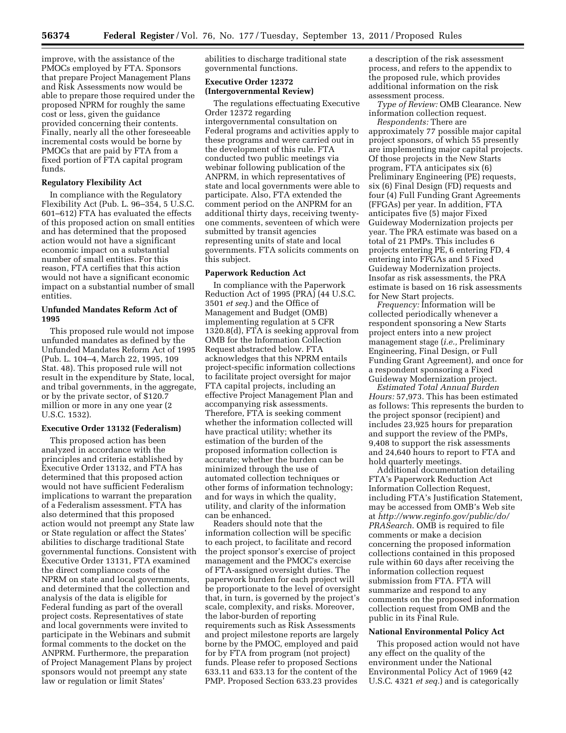improve, with the assistance of the PMOCs employed by FTA. Sponsors that prepare Project Management Plans and Risk Assessments now would be able to prepare those required under the proposed NPRM for roughly the same cost or less, given the guidance provided concerning their contents. Finally, nearly all the other foreseeable incremental costs would be borne by PMOCs that are paid by FTA from a fixed portion of FTA capital program funds.

**Regulatory Flexibility Act**

In compliance with the Regulatory Flexibility Act (Pub. L. 96–354, 5 U.S.C. 601–612) FTA has evaluated the effects of this proposed action on small entities and has determined that the proposed action would not have a significant economic impact on a substantial number of small entities. For this reason, FTA certifies that this action would not have a significant economic impact on a substantial number of small entities.

**Unfunded Mandates Reform Act of 1995**

This proposed rule would not impose unfunded mandates as defined by the Unfunded Mandates Reform Act of 1995 (Pub. L. 104–4, March 22, 1995, 109 Stat. 48). This proposed rule will not result in the expenditure by State, local, and tribal governments, in the aggregate, or by the private sector, of $120.7 million or more in any one year (2 U.S.C. 1532).

**Executive Order 13132 (Federalism)**

This proposed action has been analyzed in accordance with the principles and criteria established by Executive Order 13132, and FTA has determined that this proposed action would not have sufficient Federalism implications to warrant the preparation of a Federalism assessment. FTA has also determined that this proposed action would not preempt any State law or State regulation or affect the States' abilities to discharge traditional State governmental functions. Consistent with Executive Order 13131, FTA examined the direct compliance costs of the NPRM on state and local governments, and determined that the collection and analysis of the data is eligible for Federal funding as part of the overall project costs. Representatives of state and local governments were invited to participate in the Webinars and submit formal comments to the docket on the ANPRM. Furthermore, the preparation of Project Management Plans by project sponsors would not preempt any state law or regulation or limit States' abilities to discharge traditional state governmental functions.

**Executive Order 12372 (Intergovernmental Review)**

The regulations effectuating Executive Order 12372 regarding intergovernmental consultation on Federal programs and activities apply to these programs and were carried out in the development of this rule. FTA conducted two public meetings via webinar following publication of the ANPRM, in which representatives of state and local governments were able to participate. Also, FTA extended the comment period on the ANPRM for an additional thirty days, receiving twenty-one comments, seventeen of which were submitted by transit agencies representing units of state and local governments. FTA solicits comments on this subject.

**Paperwork Reduction Act**

In compliance with the Paperwork Reduction Act of 1995 (PRA) (44 U.S.C. 3501 *et seq.*) and the Office of Management and Budget (OMB) implementing regulation at 5 CFR 1320.8(d), FTA is seeking approval from OMB for the Information Collection Request abstracted below. FTA acknowledges that this NPRM entails project-specific information collections to facilitate project oversight for major FTA capital projects, including an effective Project Management Plan and accompanying risk assessments. Therefore, FTA is seeking comment whether the information collected will have practical utility; whether its estimation of the burden of the proposed information collection is accurate; whether the burden can be minimized through the use of automated collection techniques or other forms of information technology; and for ways in which the quality, utility, and clarity of the information can be enhanced.

Readers should note that the information collection will be specific to each project, to facilitate and record the project sponsor's exercise of project management and the PMOC's exercise of FTA-assigned oversight duties. The paperwork burden for each project will be proportionate to the level of oversight that, in turn, is governed by the project's scale, complexity, and risks. Moreover, the labor-burden of reporting requirements such as Risk Assessments and project milestone reports are largely borne by the PMOC, employed and paid for by FTA from program (not project) funds. Please refer to proposed Sections 633.11 and 633.13 for the content of the PMP. Proposed Section 633.23 provides a description of the risk assessment process, and refers to the appendix to the proposed rule, which provides additional information on the risk assessment process.

*Type of Review:* OMB Clearance. New information collection request.

*Respondents:* There are approximately 77 possible major capital project sponsors, of which 55 presently are implementing major capital projects. Of those projects in the New Starts program, FTA anticipates six (6) Preliminary Engineering (PE) requests, six (6) Final Design (FD) requests and four (4) Full Funding Grant Agreements (FFGAs) per year. In addition, FTA anticipates five (5) major Fixed Guideway Modernization projects per year. The PRA estimate was based on a total of 21 PMPs. This includes 6 projects entering PE, 6 entering FD, 4 entering into FFGAs and 5 Fixed Guideway Modernization projects. Insofar as risk assessments, the PRA estimate is based on 16 risk assessments for New Start projects.

*Frequency:* Information will be collected periodically whenever a respondent sponsoring a New Starts project enters into a new project management stage (*i.e.,* Preliminary Engineering, Final Design, or Full Funding Grant Agreement), and once for a respondent sponsoring a Fixed Guideway Modernization project.

*Estimated Total Annual Burden Hours:* 57,973. This has been estimated as follows: This represents the burden to the project sponsor (recipient) and includes 23,925 hours for preparation and support the review of the PMPs, 9,408 to support the risk assessments and 24,640 hours to report to FTA and hold quarterly meetings.

Additional documentation detailing FTA's Paperwork Reduction Act Information Collection Request, including FTA's Justification Statement, may be accessed from OMB's Web site at *http://www.reginfo.gov/public/do/PRASearch*. OMB is required to file comments or make a decision concerning the proposed information collections contained in this proposed rule within 60 days after receiving the information collection request submission from FTA. FTA will summarize and respond to any comments on the proposed information collection request from OMB and the public in its Final Rule.

**National Environmental Policy Act**

This proposed action would not have any effect on the quality of the environment under the National Environmental Policy Act of 1969 (42 U.S.C. 4321 *et seq.*) and is categorically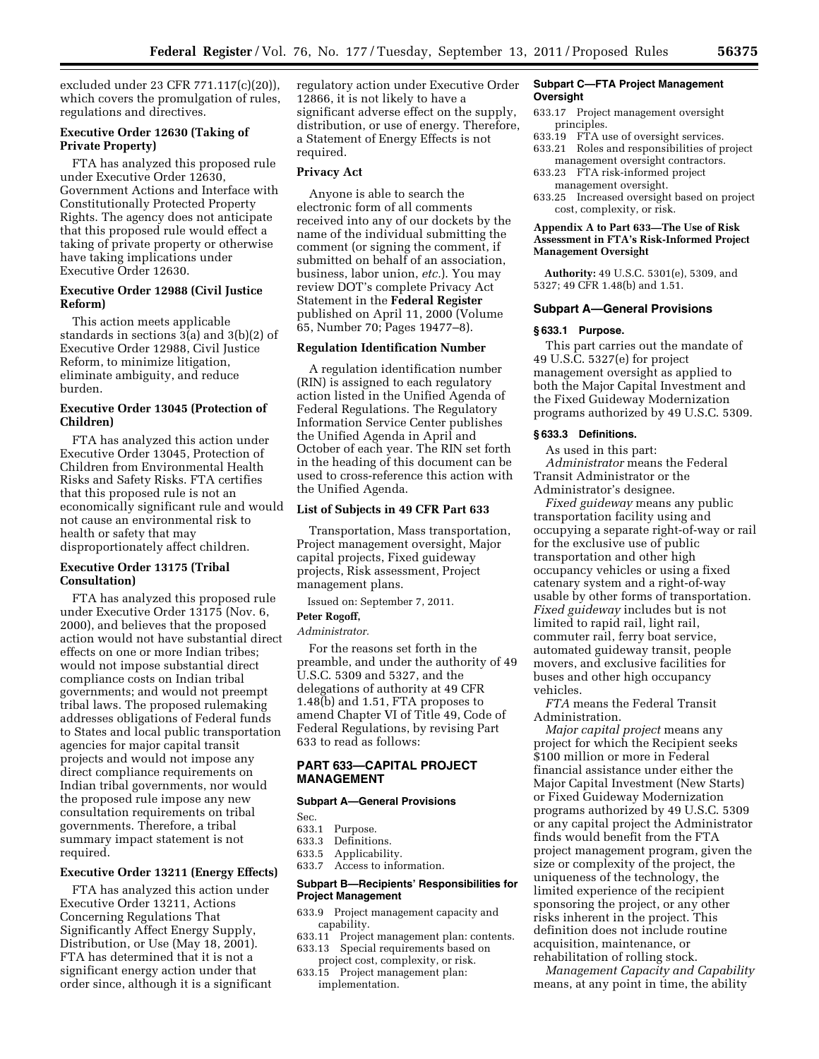excluded under 23 CFR 771.117(c)(20)), which covers the promulgation of rules, regulations and directives.

**Executive Order 12630 (Taking of Private Property)**

FTA has analyzed this proposed rule under Executive Order 12630, Government Actions and Interface with Constitutionally Protected Property Rights. The agency does not anticipate that this proposed rule would effect a taking of private property or otherwise have taking implications under Executive Order 12630.

**Executive Order 12988 (Civil Justice Reform)**

This action meets applicable standards in sections 3(a) and 3(b)(2) of Executive Order 12988, Civil Justice Reform, to minimize litigation, eliminate ambiguity, and reduce burden.

**Executive Order 13045 (Protection of Children)**

FTA has analyzed this action under Executive Order 13045, Protection of Children from Environmental Health Risks and Safety Risks. FTA certifies that this proposed rule is not an economically significant rule and would not cause an environmental risk to health or safety that may disproportionately affect children.

**Executive Order 13175 (Tribal Consultation)**

FTA has analyzed this proposed rule under Executive Order 13175 (Nov. 6, 2000), and believes that the proposed action would not have substantial direct effects on one or more Indian tribes; would not impose substantial direct compliance costs on Indian tribal governments; and would not preempt tribal laws. The proposed rulemaking addresses obligations of Federal funds to States and local public transportation agencies for major capital transit projects and would not impose any direct compliance requirements on Indian tribal governments, nor would the proposed rule impose any new consultation requirements on tribal governments. Therefore, a tribal summary impact statement is not required.

**Executive Order 13211 (Energy Effects)**

FTA has analyzed this action under Executive Order 13211, Actions Concerning Regulations That Significantly Affect Energy Supply, Distribution, or Use (May 18, 2001). FTA has determined that it is not a significant energy action under that order since, although it is a significant regulatory action under Executive Order 12866, it is not likely to have a significant adverse effect on the supply, distribution, or use of energy. Therefore, a Statement of Energy Effects is not required.

**Privacy Act**

Anyone is able to search the electronic form of all comments received into any of our dockets by the name of the individual submitting the comment (or signing the comment, if submitted on behalf of an association, business, labor union, *etc.*). You may review DOT's complete Privacy Act Statement in the **Federal Register** published on April 11, 2000 (Volume 65, Number 70; Pages 19477–8).

**Regulation Identification Number**

A regulation identification number (RIN) is assigned to each regulatory action listed in the Unified Agenda of Federal Regulations. The Regulatory Information Service Center publishes the Unified Agenda in April and October of each year. The RIN set forth in the heading of this document can be used to cross-reference this action with the Unified Agenda.

**List of Subjects in 49 CFR Part 633**

Transportation, Mass transportation, Project management oversight, Major capital projects, Fixed guideway projects, Risk assessment, Project management plans.

Issued on: September 7, 2011.

**Peter Rogoff,**

*Administrator.*

For the reasons set forth in the preamble, and under the authority of 49 U.S.C. 5309 and 5327, and the delegations of authority at 49 CFR 1.48(b) and 1.51, FTA proposes to amend Chapter VI of Title 49, Code of Federal Regulations, by revising Part 633 to read as follows:

## PART 633—CAPITAL PROJECT MANAGEMENT

**Subpart A—General Provisions**

Sec.
633.1 Purpose.
633.3 Definitions.
633.5 Applicability.
633.7 Access to information.

**Subpart B—Recipients' Responsibilities for Project Management**

633.9 Project management capacity and capability.
633.11 Project management plan: contents.
633.13 Special requirements based on project cost, complexity, or risk.
633.15 Project management plan: implementation.

**Subpart C—FTA Project Management Oversight**

633.17 Project management oversight principles.
633.19 FTA use of oversight services.
633.21 Roles and responsibilities of project management oversight contractors.
633.23 FTA risk-informed project management oversight.
633.25 Increased oversight based on project cost, complexity, or risk.

**Appendix A to Part 633—The Use of Risk Assessment in FTA's Risk-Informed Project Management Oversight**

**Authority:** 49 U.S.C. 5301(e), 5309, and 5327; 49 CFR 1.48(b) and 1.51.

### Subpart A—General Provisions

**§ 633.1 Purpose.**

This part carries out the mandate of 49 U.S.C. 5327(e) for project management oversight as applied to both the Major Capital Investment and the Fixed Guideway Modernization programs authorized by 49 U.S.C. 5309.

**§ 633.3 Definitions.**

As used in this part:

*Administrator* means the Federal Transit Administrator or the Administrator's designee.

*Fixed guideway* means any public transportation facility using and occupying a separate right-of-way or rail for the exclusive use of public transportation and other high occupancy vehicles or using a fixed catenary system and a right-of-way usable by other forms of transportation. *Fixed guideway* includes but is not limited to rapid rail, light rail, commuter rail, ferry boat service, automated guideway transit, people movers, and exclusive facilities for buses and other high occupancy vehicles.

*FTA* means the Federal Transit Administration.

*Major capital project* means any project for which the Recipient seeks $100 million or more in Federal financial assistance under either the Major Capital Investment (New Starts) or Fixed Guideway Modernization programs authorized by 49 U.S.C. 5309 or any capital project the Administrator finds would benefit from the FTA project management program, given the size or complexity of the project, the uniqueness of the technology, the limited experience of the recipient sponsoring the project, or any other risks inherent in the project. This definition does not include routine acquisition, maintenance, or rehabilitation of rolling stock.

*Management Capacity and Capability* means, at any point in time, the ability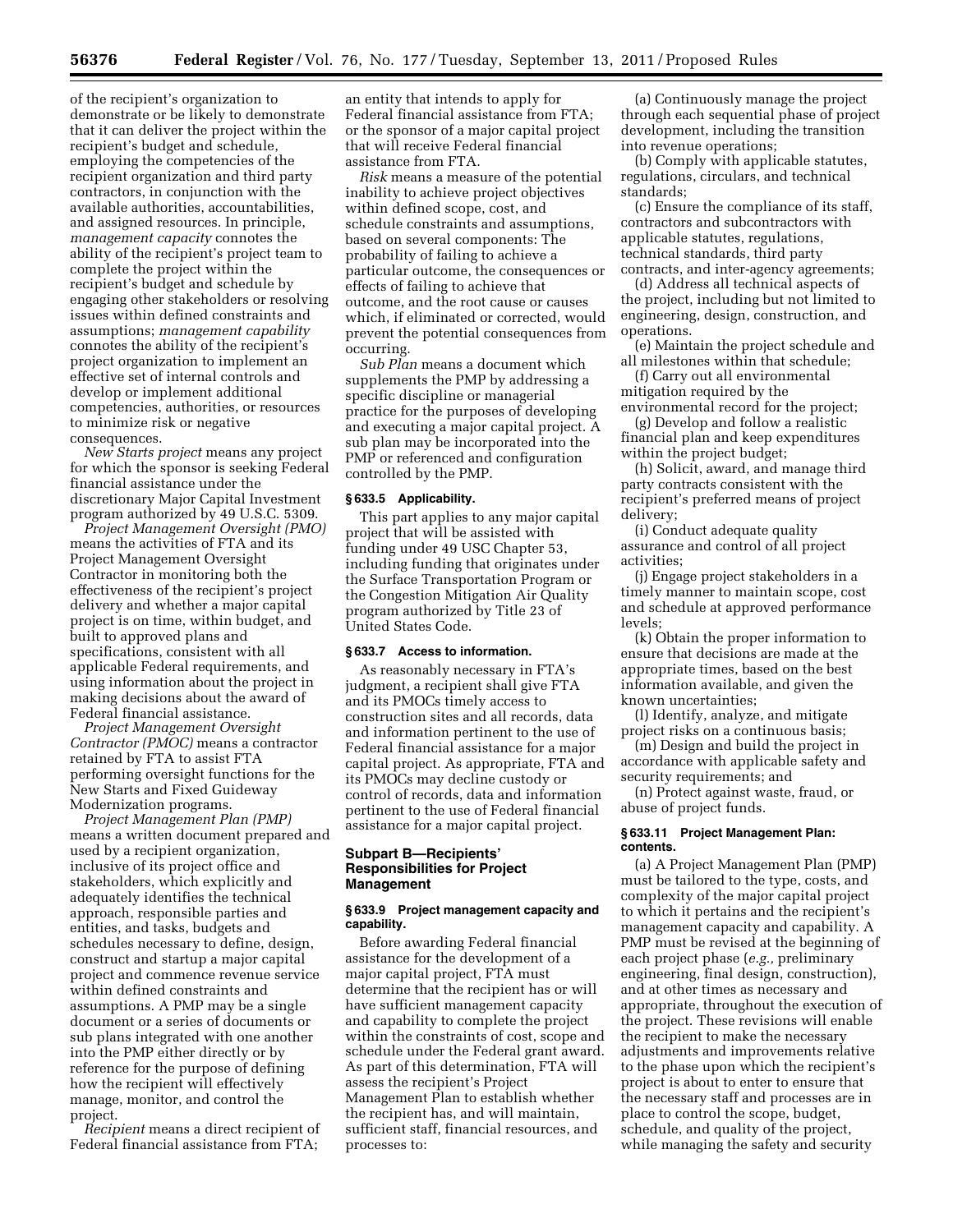of the recipient's organization to demonstrate or be likely to demonstrate that it can deliver the project within the recipient's budget and schedule, employing the competencies of the recipient organization and third party contractors, in conjunction with the available authorities, accountabilities, and assigned resources. In principle, *management capacity* connotes the ability of the recipient's project team to complete the project within the recipient's budget and schedule by engaging other stakeholders or resolving issues within defined constraints and assumptions; *management capability* connotes the ability of the recipient's project organization to implement an effective set of internal controls and develop or implement additional competencies, authorities, or resources to minimize risk or negative consequences.

*New Starts project* means any project for which the sponsor is seeking Federal financial assistance under the discretionary Major Capital Investment program authorized by 49 U.S.C. 5309.

*Project Management Oversight (PMO)* means the activities of FTA and its Project Management Oversight Contractor in monitoring both the effectiveness of the recipient's project delivery and whether a major capital project is on time, within budget, and built to approved plans and specifications, consistent with all applicable Federal requirements, and using information about the project in making decisions about the award of Federal financial assistance.

*Project Management Oversight Contractor (PMOC)* means a contractor retained by FTA to assist FTA performing oversight functions for the New Starts and Fixed Guideway Modernization programs.

*Project Management Plan (PMP)* means a written document prepared and used by a recipient organization, inclusive of its project office and stakeholders, which explicitly and adequately identifies the technical approach, responsible parties and entities, and tasks, budgets and schedules necessary to define, design, construct and startup a major capital project and commence revenue service within defined constraints and assumptions. A PMP may be a single document or a series of documents or sub plans integrated with one another into the PMP either directly or by reference for the purpose of defining how the recipient will effectively manage, monitor, and control the project.

*Recipient* means a direct recipient of Federal financial assistance from FTA; an entity that intends to apply for Federal financial assistance from FTA; or the sponsor of a major capital project that will receive Federal financial assistance from FTA.

*Risk* means a measure of the potential inability to achieve project objectives within defined scope, cost, and schedule constraints and assumptions, based on several components: The probability of failing to achieve a particular outcome, the consequences or effects of failing to achieve that outcome, and the root cause or causes which, if eliminated or corrected, would prevent the potential consequences from occurring.

*Sub Plan* means a document which supplements the PMP by addressing a specific discipline or managerial practice for the purposes of developing and executing a major capital project. A sub plan may be incorporated into the PMP or referenced and configuration controlled by the PMP.

**§ 633.5 Applicability.**

This part applies to any major capital project that will be assisted with funding under 49 USC Chapter 53, including funding that originates under the Surface Transportation Program or the Congestion Mitigation Air Quality program authorized by Title 23 of United States Code.

**§ 633.7 Access to information.**

As reasonably necessary in FTA's judgment, a recipient shall give FTA and its PMOCs timely access to construction sites and all records, data and information pertinent to the use of Federal financial assistance for a major capital project. As appropriate, FTA and its PMOCs may decline custody or control of records, data and information pertinent to the use of Federal financial assistance for a major capital project.

## Subpart B—Recipients' Responsibilities for Project Management

**§ 633.9 Project management capacity and capability.**

Before awarding Federal financial assistance for the development of a major capital project, FTA must determine that the recipient has or will have sufficient management capacity and capability to complete the project within the constraints of cost, scope and schedule under the Federal grant award. As part of this determination, FTA will assess the recipient's Project Management Plan to establish whether the recipient has, and will maintain, sufficient staff, financial resources, and processes to:

(a) Continuously manage the project through each sequential phase of project development, including the transition into revenue operations;

(b) Comply with applicable statutes, regulations, circulars, and technical standards;

(c) Ensure the compliance of its staff, contractors and subcontractors with applicable statutes, regulations, technical standards, third party contracts, and inter-agency agreements;

(d) Address all technical aspects of the project, including but not limited to engineering, design, construction, and operations.

(e) Maintain the project schedule and all milestones within that schedule;

(f) Carry out all environmental mitigation required by the environmental record for the project;

(g) Develop and follow a realistic financial plan and keep expenditures within the project budget;

(h) Solicit, award, and manage third party contracts consistent with the recipient's preferred means of project delivery;

(i) Conduct adequate quality assurance and control of all project activities;

(j) Engage project stakeholders in a timely manner to maintain scope, cost and schedule at approved performance levels;

(k) Obtain the proper information to ensure that decisions are made at the appropriate times, based on the best information available, and given the known uncertainties;

(l) Identify, analyze, and mitigate project risks on a continuous basis;

(m) Design and build the project in accordance with applicable safety and security requirements; and

(n) Protect against waste, fraud, or abuse of project funds.

**§ 633.11 Project Management Plan: contents.**

(a) A Project Management Plan (PMP) must be tailored to the type, costs, and complexity of the major capital project to which it pertains and the recipient's management capacity and capability. A PMP must be revised at the beginning of each project phase (*e.g.,* preliminary engineering, final design, construction), and at other times as necessary and appropriate, throughout the execution of the project. These revisions will enable the recipient to make the necessary adjustments and improvements relative to the phase upon which the recipient's project is about to enter to ensure that the necessary staff and processes are in place to control the scope, budget, schedule, and quality of the project, while managing the safety and security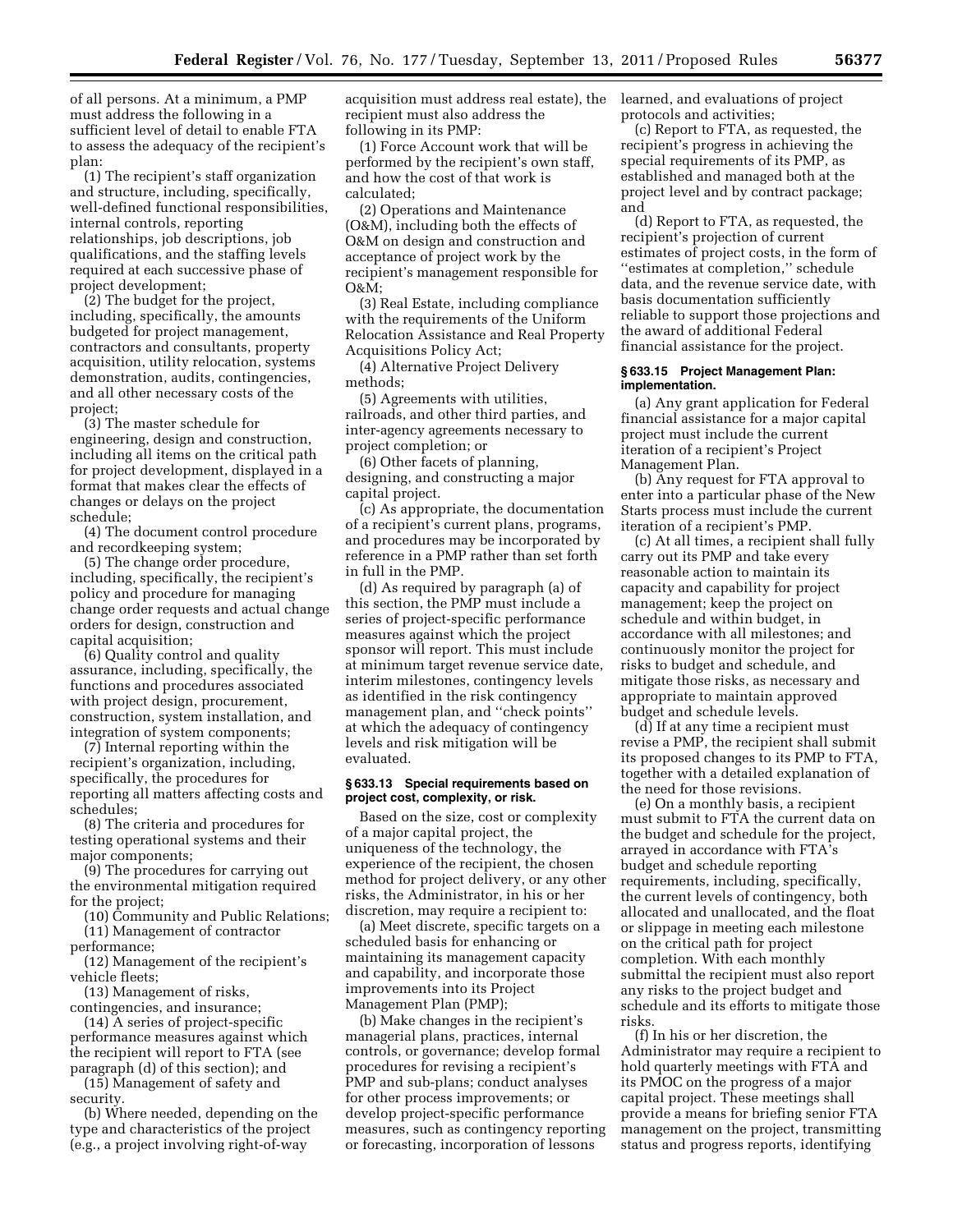of all persons. At a minimum, a PMP must address the following in a sufficient level of detail to enable FTA to assess the adequacy of the recipient's plan:

(1) The recipient's staff organization and structure, including, specifically, well-defined functional responsibilities, internal controls, reporting relationships, job descriptions, job qualifications, and the staffing levels required at each successive phase of project development;

(2) The budget for the project, including, specifically, the amounts budgeted for project management, contractors and consultants, property acquisition, utility relocation, systems demonstration, audits, contingencies, and all other necessary costs of the project;

(3) The master schedule for engineering, design and construction, including all items on the critical path for project development, displayed in a format that makes clear the effects of changes or delays on the project schedule;

(4) The document control procedure and recordkeeping system;

(5) The change order procedure, including, specifically, the recipient's policy and procedure for managing change order requests and actual change orders for design, construction and capital acquisition;

(6) Quality control and quality assurance, including, specifically, the functions and procedures associated with project design, procurement, construction, system installation, and integration of system components;

(7) Internal reporting within the recipient's organization, including, specifically, the procedures for reporting all matters affecting costs and schedules;

(8) The criteria and procedures for testing operational systems and their major components;

(9) The procedures for carrying out the environmental mitigation required for the project;

(10) Community and Public Relations;

(11) Management of contractor performance;

(12) Management of the recipient's vehicle fleets;

(13) Management of risks, contingencies, and insurance;

(14) A series of project-specific performance measures against which the recipient will report to FTA (see paragraph (d) of this section); and

(15) Management of safety and security.

(b) Where needed, depending on the type and characteristics of the project (e.g., a project involving right-of-way acquisition must address real estate), the recipient must also address the following in its PMP:

(1) Force Account work that will be performed by the recipient's own staff, and how the cost of that work is calculated;

(2) Operations and Maintenance (O&M), including both the effects of O&M on design and construction and acceptance of project work by the recipient's management responsible for O&M;

(3) Real Estate, including compliance with the requirements of the Uniform Relocation Assistance and Real Property Acquisitions Policy Act;

(4) Alternative Project Delivery methods;

(5) Agreements with utilities, railroads, and other third parties, and inter-agency agreements necessary to project completion; or

(6) Other facets of planning, designing, and constructing a major capital project.

(c) As appropriate, the documentation of a recipient's current plans, programs, and procedures may be incorporated by reference in a PMP rather than set forth in full in the PMP.

(d) As required by paragraph (a) of this section, the PMP must include a series of project-specific performance measures against which the project sponsor will report. This must include at minimum target revenue service date, interim milestones, contingency levels as identified in the risk contingency management plan, and "check points" at which the adequacy of contingency levels and risk mitigation will be evaluated.

**§ 633.13 Special requirements based on project cost, complexity, or risk.**

Based on the size, cost or complexity of a major capital project, the uniqueness of the technology, the experience of the recipient, the chosen method for project delivery, or any other risks, the Administrator, in his or her discretion, may require a recipient to:

(a) Meet discrete, specific targets on a scheduled basis for enhancing or maintaining its management capacity and capability, and incorporate those improvements into its Project Management Plan (PMP);

(b) Make changes in the recipient's managerial plans, practices, internal controls, or governance; develop formal procedures for revising a recipient's PMP and sub-plans; conduct analyses for other process improvements; or develop project-specific performance measures, such as contingency reporting or forecasting, incorporation of lessons learned, and evaluations of project protocols and activities;

(c) Report to FTA, as requested, the recipient's progress in achieving the special requirements of its PMP, as established and managed both at the project level and by contract package; and

(d) Report to FTA, as requested, the recipient's projection of current estimates of project costs, in the form of "estimates at completion," schedule data, and the revenue service date, with basis documentation sufficiently reliable to support those projections and the award of additional Federal financial assistance for the project.

**§ 633.15 Project Management Plan: implementation.**

(a) Any grant application for Federal financial assistance for a major capital project must include the current iteration of a recipient's Project Management Plan.

(b) Any request for FTA approval to enter into a particular phase of the New Starts process must include the current iteration of a recipient's PMP.

(c) At all times, a recipient shall fully carry out its PMP and take every reasonable action to maintain its capacity and capability for project management; keep the project on schedule and within budget, in accordance with all milestones; and continuously monitor the project for risks to budget and schedule, and mitigate those risks, as necessary and appropriate to maintain approved budget and schedule levels.

(d) If at any time a recipient must revise a PMP, the recipient shall submit its proposed changes to its PMP to FTA, together with a detailed explanation of the need for those revisions.

(e) On a monthly basis, a recipient must submit to FTA the current data on the budget and schedule for the project, arrayed in accordance with FTA's budget and schedule reporting requirements, including, specifically, the current levels of contingency, both allocated and unallocated, and the float or slippage in meeting each milestone on the critical path for project completion. With each monthly submittal the recipient must also report any risks to the project budget and schedule and its efforts to mitigate those risks.

(f) In his or her discretion, the Administrator may require a recipient to hold quarterly meetings with FTA and its PMOC on the progress of a major capital project. These meetings shall provide a means for briefing senior FTA management on the project, transmitting status and progress reports, identifying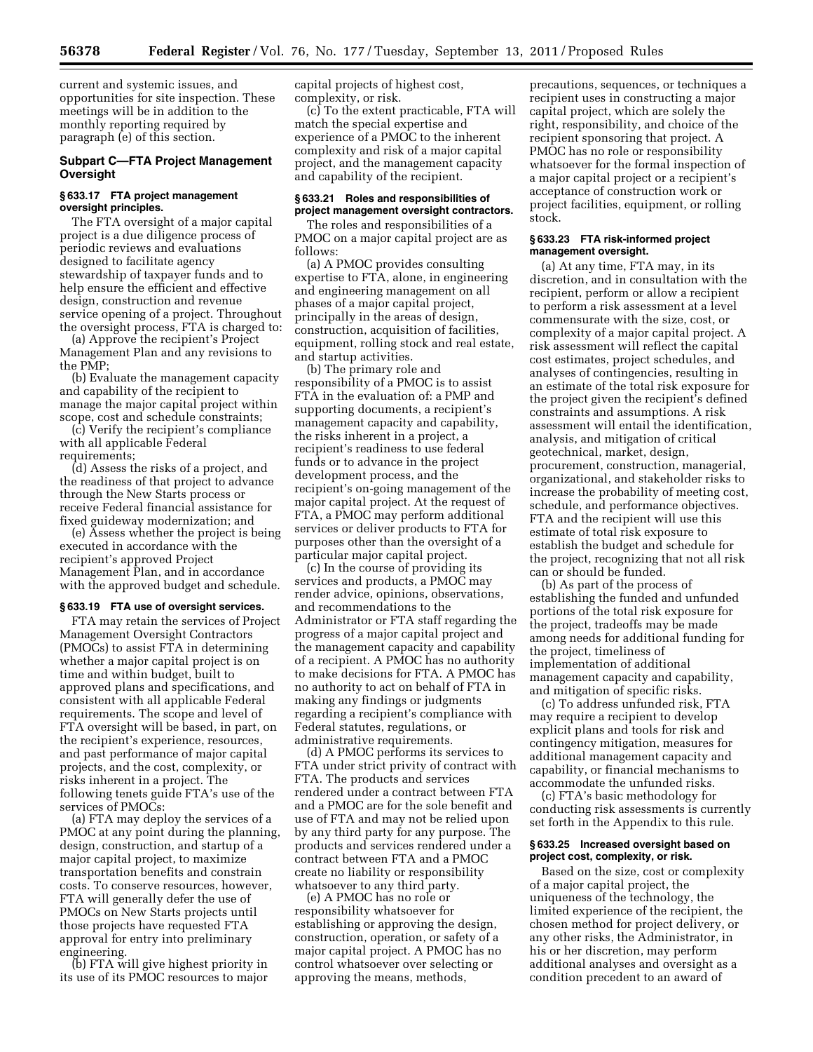current and systemic issues, and opportunities for site inspection. These meetings will be in addition to the monthly reporting required by paragraph (e) of this section.

## Subpart C—FTA Project Management Oversight

### § 633.17 FTA project management oversight principles.

The FTA oversight of a major capital project is a due diligence process of periodic reviews and evaluations designed to facilitate agency stewardship of taxpayer funds and to help ensure the efficient and effective design, construction and revenue service opening of a project. Throughout the oversight process, FTA is charged to:

(a) Approve the recipient's Project Management Plan and any revisions to the PMP;

(b) Evaluate the management capacity and capability of the recipient to manage the major capital project within scope, cost and schedule constraints;

(c) Verify the recipient's compliance with all applicable Federal requirements;

(d) Assess the risks of a project, and the readiness of that project to advance through the New Starts process or receive Federal financial assistance for fixed guideway modernization; and

(e) Assess whether the project is being executed in accordance with the recipient's approved Project Management Plan, and in accordance with the approved budget and schedule.

### § 633.19 FTA use of oversight services.

FTA may retain the services of Project Management Oversight Contractors (PMOCs) to assist FTA in determining whether a major capital project is on time and within budget, built to approved plans and specifications, and consistent with all applicable Federal requirements. The scope and level of FTA oversight will be based, in part, on the recipient's experience, resources, and past performance of major capital projects, and the cost, complexity, or risks inherent in a project. The following tenets guide FTA's use of the services of PMOCs:

(a) FTA may deploy the services of a PMOC at any point during the planning, design, construction, and startup of a major capital project, to maximize transportation benefits and constrain costs. To conserve resources, however, FTA will generally defer the use of PMOCs on New Starts projects until those projects have requested FTA approval for entry into preliminary engineering.

(b) FTA will give highest priority in its use of its PMOC resources to major capital projects of highest cost, complexity, or risk.

(c) To the extent practicable, FTA will match the special expertise and experience of a PMOC to the inherent complexity and risk of a major capital project, and the management capacity and capability of the recipient.

### § 633.21 Roles and responsibilities of project management oversight contractors.

The roles and responsibilities of a PMOC on a major capital project are as follows:

(a) A PMOC provides consulting expertise to FTA, alone, in engineering and engineering management on all phases of a major capital project, principally in the areas of design, construction, acquisition of facilities, equipment, rolling stock and real estate, and startup activities.

(b) The primary role and responsibility of a PMOC is to assist FTA in the evaluation of: a PMP and supporting documents, a recipient's management capacity and capability, the risks inherent in a project, a recipient's readiness to use federal funds or to advance in the project development process, and the recipient's on-going management of the major capital project. At the request of FTA, a PMOC may perform additional services or deliver products to FTA for purposes other than the oversight of a particular major capital project.

(c) In the course of providing its services and products, a PMOC may render advice, opinions, observations, and recommendations to the Administrator or FTA staff regarding the progress of a major capital project and the management capacity and capability of a recipient. A PMOC has no authority to make decisions for FTA. A PMOC has no authority to act on behalf of FTA in making any findings or judgments regarding a recipient's compliance with Federal statutes, regulations, or administrative requirements.

(d) A PMOC performs its services to FTA under strict privity of contract with FTA. The products and services rendered under a contract between FTA and a PMOC are for the sole benefit and use of FTA and may not be relied upon by any third party for any purpose. The products and services rendered under a contract between FTA and a PMOC create no liability or responsibility whatsoever to any third party.

(e) A PMOC has no role or responsibility whatsoever for establishing or approving the design, construction, operation, or safety of a major capital project. A PMOC has no control whatsoever over selecting or approving the means, methods, precautions, sequences, or techniques a recipient uses in constructing a major capital project, which are solely the right, responsibility, and choice of the recipient sponsoring that project. A PMOC has no role or responsibility whatsoever for the formal inspection of a major capital project or a recipient's acceptance of construction work or project facilities, equipment, or rolling stock.

### § 633.23 FTA risk-informed project management oversight.

(a) At any time, FTA may, in its discretion, and in consultation with the recipient, perform or allow a recipient to perform a risk assessment at a level commensurate with the size, cost, or complexity of a major capital project. A risk assessment will reflect the capital cost estimates, project schedules, and analyses of contingencies, resulting in an estimate of the total risk exposure for the project given the recipient's defined constraints and assumptions. A risk assessment will entail the identification, analysis, and mitigation of critical geotechnical, market, design, procurement, construction, managerial, organizational, and stakeholder risks to increase the probability of meeting cost, schedule, and performance objectives. FTA and the recipient will use this estimate of total risk exposure to establish the budget and schedule for the project, recognizing that not all risk can or should be funded.

(b) As part of the process of establishing the funded and unfunded portions of the total risk exposure for the project, tradeoffs may be made among needs for additional funding for the project, timeliness of implementation of additional management capacity and capability, and mitigation of specific risks.

(c) To address unfunded risk, FTA may require a recipient to develop explicit plans and tools for risk and contingency mitigation, measures for additional management capacity and capability, or financial mechanisms to accommodate the unfunded risks.

(c) FTA's basic methodology for conducting risk assessments is currently set forth in the Appendix to this rule.

### § 633.25 Increased oversight based on project cost, complexity, or risk.

Based on the size, cost or complexity of a major capital project, the uniqueness of the technology, the limited experience of the recipient, the chosen method for project delivery, or any other risks, the Administrator, in his or her discretion, may perform additional analyses and oversight as a condition precedent to an award of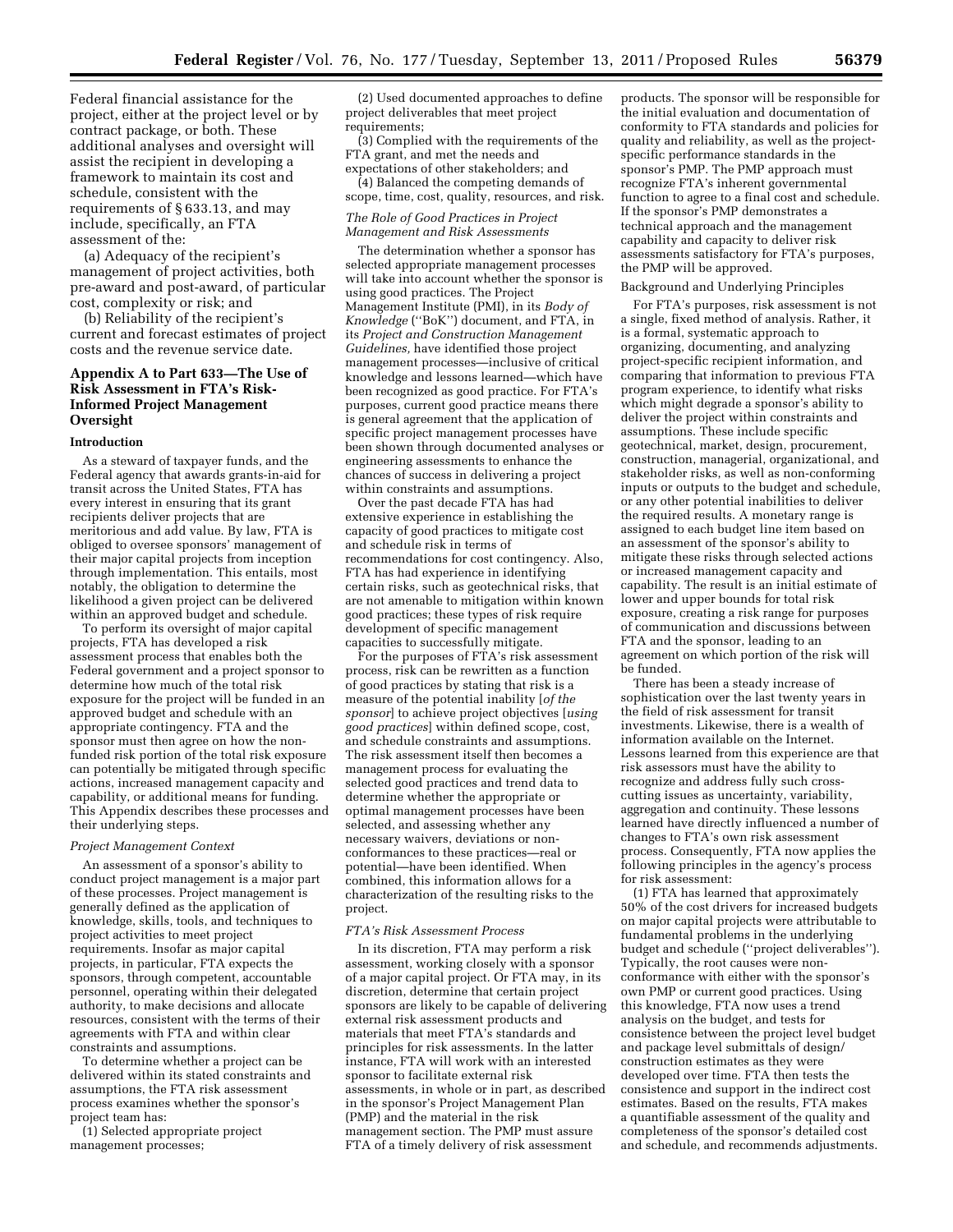Federal financial assistance for the project, either at the project level or by contract package, or both. These additional analyses and oversight will assist the recipient in developing a framework to maintain its cost and schedule, consistent with the requirements of § 633.13, and may include, specifically, an FTA assessment of the:

(a) Adequacy of the recipient's management of project activities, both pre-award and post-award, of particular cost, complexity or risk; and

(b) Reliability of the recipient's current and forecast estimates of project costs and the revenue service date.

## Appendix A to Part 633—The Use of Risk Assessment in FTA's Risk-Informed Project Management Oversight

### Introduction

As a steward of taxpayer funds, and the Federal agency that awards grants-in-aid for transit across the United States, FTA has every interest in ensuring that its grant recipients deliver projects that are meritorious and add value. By law, FTA is obliged to oversee sponsors' management of their major capital projects from inception through implementation. This entails, most notably, the obligation to determine the likelihood a given project can be delivered within an approved budget and schedule.

To perform its oversight of major capital projects, FTA has developed a risk assessment process that enables both the Federal government and a project sponsor to determine how much of the total risk exposure for the project will be funded in an approved budget and schedule with an appropriate contingency. FTA and the sponsor must then agree on how the non-funded risk portion of the total risk exposure can potentially be mitigated through specific actions, increased management capacity and capability, or additional means for funding. This Appendix describes these processes and their underlying steps.

*Project Management Context*

An assessment of a sponsor's ability to conduct project management is a major part of these processes. Project management is generally defined as the application of knowledge, skills, tools, and techniques to project activities to meet project requirements. Insofar as major capital projects, in particular, FTA expects the sponsors, through competent, accountable personnel, operating within their delegated authority, to make decisions and allocate resources, consistent with the terms of their agreements with FTA and within clear constraints and assumptions.

To determine whether a project can be delivered within its stated constraints and assumptions, the FTA risk assessment process examines whether the sponsor's project team has:

(1) Selected appropriate project management processes;

(2) Used documented approaches to define project deliverables that meet project requirements;

(3) Complied with the requirements of the FTA grant, and met the needs and expectations of other stakeholders; and

(4) Balanced the competing demands of scope, time, cost, quality, resources, and risk.

*The Role of Good Practices in Project Management and Risk Assessments*

The determination whether a sponsor has selected appropriate management processes will take into account whether the sponsor is using good practices. The Project Management Institute (PMI), in its *Body of Knowledge* (''BoK'') document, and FTA, in its *Project and Construction Management Guidelines,* have identified those project management processes—inclusive of critical knowledge and lessons learned—which have been recognized as good practice. For FTA's purposes, current good practice means there is general agreement that the application of specific project management processes have been shown through documented analyses or engineering assessments to enhance the chances of success in delivering a project within constraints and assumptions.

Over the past decade FTA has had extensive experience in establishing the capacity of good practices to mitigate cost and schedule risk in terms of recommendations for cost contingency. Also, FTA has had experience in identifying certain risks, such as geotechnical risks, that are not amenable to mitigation within known good practices; these types of risk require development of specific management capacities to successfully mitigate.

For the purposes of FTA's risk assessment process, risk can be rewritten as a function of good practices by stating that risk is a measure of the potential inability [*of the sponsor*] to achieve project objectives [*using good practices*] within defined scope, cost, and schedule constraints and assumptions. The risk assessment itself then becomes a management process for evaluating the selected good practices and trend data to determine whether the appropriate or optimal management processes have been selected, and assessing whether any necessary waivers, deviations or non-conformances to these practices—real or potential—have been identified. When combined, this information allows for a characterization of the resulting risks to the project.

*FTA's Risk Assessment Process*

In its discretion, FTA may perform a risk assessment, working closely with a sponsor of a major capital project. Or FTA may, in its discretion, determine that certain project sponsors are likely to be capable of delivering external risk assessment products and materials that meet FTA's standards and principles for risk assessments. In the latter instance, FTA will work with an interested sponsor to facilitate external risk assessments, in whole or in part, as described in the sponsor's Project Management Plan (PMP) and the material in the risk management section. The PMP must assure FTA of a timely delivery of risk assessment products. The sponsor will be responsible for the initial evaluation and documentation of conformity to FTA standards and policies for quality and reliability, as well as the project-specific performance standards in the sponsor's PMP. The PMP approach must recognize FTA's inherent governmental function to agree to a final cost and schedule. If the sponsor's PMP demonstrates a technical approach and the management capability and capacity to deliver risk assessments satisfactory for FTA's purposes, the PMP will be approved.

Background and Underlying Principles

For FTA's purposes, risk assessment is not a single, fixed method of analysis. Rather, it is a formal, systematic approach to organizing, documenting, and analyzing project-specific recipient information, and comparing that information to previous FTA program experience, to identify what risks which might degrade a sponsor's ability to deliver the project within constraints and assumptions. These include specific geotechnical, market, design, procurement, construction, managerial, organizational, and stakeholder risks, as well as non-conforming inputs or outputs to the budget and schedule, or any other potential inabilities to deliver the required results. A monetary range is assigned to each budget line item based on an assessment of the sponsor's ability to mitigate these risks through selected actions or increased management capacity and capability. The result is an initial estimate of lower and upper bounds for total risk exposure, creating a risk range for purposes of communication and discussions between FTA and the sponsor, leading to an agreement on which portion of the risk will be funded.

There has been a steady increase of sophistication over the last twenty years in the field of risk assessment for transit investments. Likewise, there is a wealth of information available on the Internet. Lessons learned from this experience are that risk assessors must have the ability to recognize and address fully such cross-cutting issues as uncertainty, variability, aggregation and continuity. These lessons learned have directly influenced a number of changes to FTA's own risk assessment process. Consequently, FTA now applies the following principles in the agency's process for risk assessment:

(1) FTA has learned that approximately 50% of the cost drivers for increased budgets on major capital projects were attributable to fundamental problems in the underlying budget and schedule (''project deliverables''). Typically, the root causes were non-conformance with either with the sponsor's own PMP or current good practices. Using this knowledge, FTA now uses a trend analysis on the budget, and tests for consistence between the project level budget and package level submittals of design/construction estimates as they were developed over time. FTA then tests the consistence and support in the indirect cost estimates. Based on the results, FTA makes a quantifiable assessment of the quality and completeness of the sponsor's detailed cost and schedule, and recommends adjustments.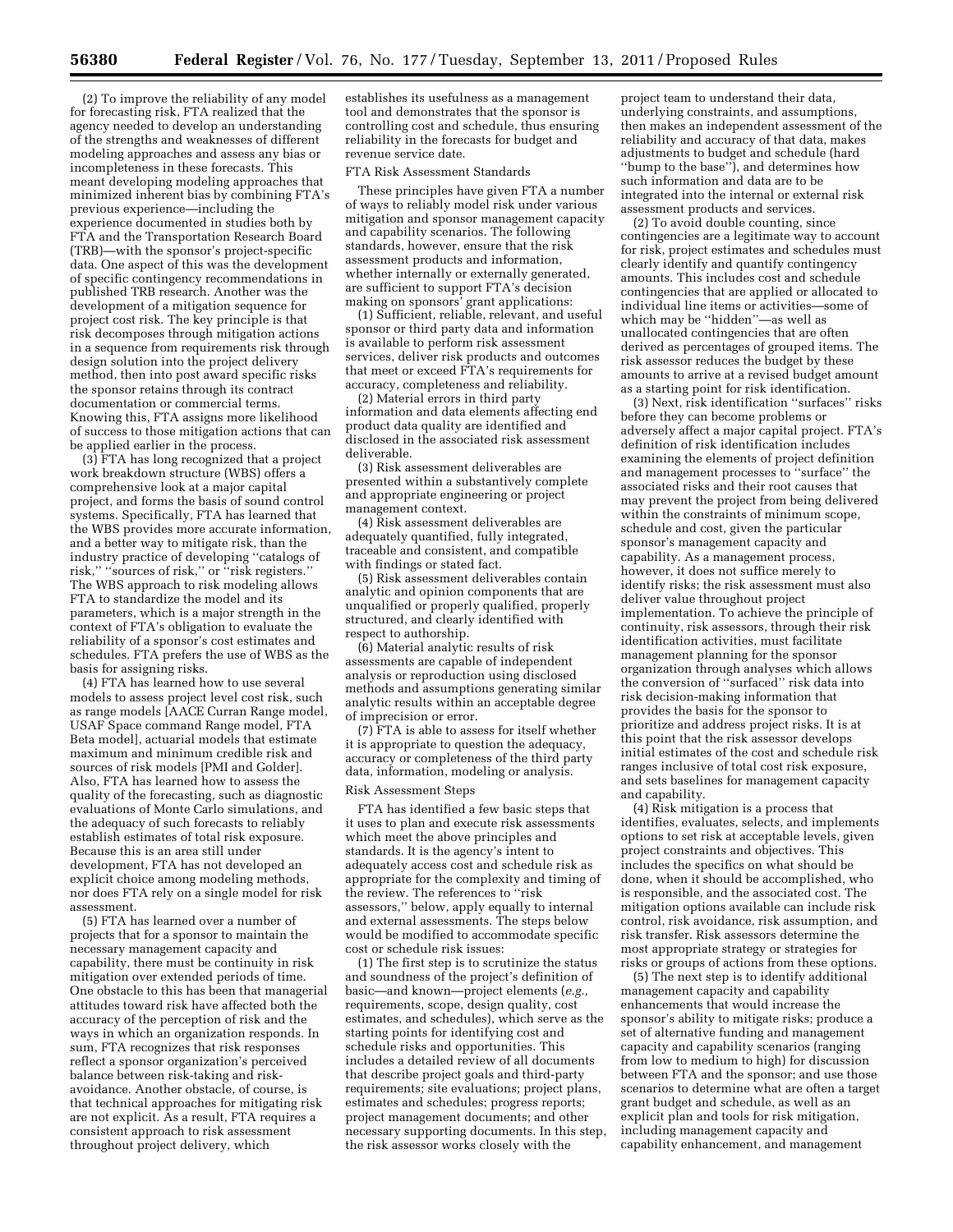(2) To improve the reliability of any model for forecasting risk, FTA realized that the agency needed to develop an understanding of the strengths and weaknesses of different modeling approaches and assess any bias or incompleteness in these forecasts. This meant developing modeling approaches that minimized inherent bias by combining FTA's previous experience—including the experience documented in studies both by FTA and the Transportation Research Board (TRB)—with the sponsor's project-specific data. One aspect of this was the development of specific contingency recommendations in published TRB research. Another was the development of a mitigation sequence for project cost risk. The key principle is that risk decomposes through mitigation actions in a sequence from requirements risk through design solution into the project delivery method, then into post award specific risks the sponsor retains through its contract documentation or commercial terms. Knowing this, FTA assigns more likelihood of success to those mitigation actions that can be applied earlier in the process.

(3) FTA has long recognized that a project work breakdown structure (WBS) offers a comprehensive look at a major capital project, and forms the basis of sound control systems. Specifically, FTA has learned that the WBS provides more accurate information, and a better way to mitigate risk, than the industry practice of developing ''catalogs of risk,'' ''sources of risk,'' or ''risk registers.'' The WBS approach to risk modeling allows FTA to standardize the model and its parameters, which is a major strength in the context of FTA's obligation to evaluate the reliability of a sponsor's cost estimates and schedules. FTA prefers the use of WBS as the basis for assigning risks.

(4) FTA has learned how to use several models to assess project level cost risk, such as range models [AACE Curran Range model, USAF Space command Range model, FTA Beta model], actuarial models that estimate maximum and minimum credible risk and sources of risk models [PMI and Golder]. Also, FTA has learned how to assess the quality of the forecasting, such as diagnostic evaluations of Monte Carlo simulations, and the adequacy of such forecasts to reliably establish estimates of total risk exposure. Because this is an area still under development, FTA has not developed an explicit choice among modeling methods, nor does FTA rely on a single model for risk assessment.

(5) FTA has learned over a number of projects that for a sponsor to maintain the necessary management capacity and capability, there must be continuity in risk mitigation over extended periods of time. One obstacle to this has been that managerial attitudes toward risk have affected both the accuracy of the perception of risk and the ways in which an organization responds. In sum, FTA recognizes that risk responses reflect a sponsor organization's perceived balance between risk-taking and risk-avoidance. Another obstacle, of course, is that technical approaches for mitigating risk are not explicit. As a result, FTA requires a consistent approach to risk assessment throughout project delivery, which establishes its usefulness as a management tool and demonstrates that the sponsor is controlling cost and schedule, thus ensuring reliability in the forecasts for budget and revenue service date.

FTA Risk Assessment Standards

These principles have given FTA a number of ways to reliably model risk under various mitigation and sponsor management capacity and capability scenarios. The following standards, however, ensure that the risk assessment products and information, whether internally or externally generated, are sufficient to support FTA's decision making on sponsors' grant applications:

(1) Sufficient, reliable, relevant, and useful sponsor or third party data and information is available to perform risk assessment services, deliver risk products and outcomes that meet or exceed FTA's requirements for accuracy, completeness and reliability.

(2) Material errors in third party information and data elements affecting end product data quality are identified and disclosed in the associated risk assessment deliverable.

(3) Risk assessment deliverables are presented within a substantively complete and appropriate engineering or project management context.

(4) Risk assessment deliverables are adequately quantified, fully integrated, traceable and consistent, and compatible with findings or stated fact.

(5) Risk assessment deliverables contain analytic and opinion components that are unqualified or properly qualified, properly structured, and clearly identified with respect to authorship.

(6) Material analytic results of risk assessments are capable of independent analysis or reproduction using disclosed methods and assumptions generating similar analytic results within an acceptable degree of imprecision or error.

(7) FTA is able to assess for itself whether it is appropriate to question the adequacy, accuracy or completeness of the third party data, information, modeling or analysis.

Risk Assessment Steps

FTA has identified a few basic steps that it uses to plan and execute risk assessments which meet the above principles and standards. It is the agency's intent to adequately access cost and schedule risk as appropriate for the complexity and timing of the review. The references to ''risk assessors,'' below, apply equally to internal and external assessments. The steps below would be modified to accommodate specific cost or schedule risk issues:

(1) The first step is to scrutinize the status and soundness of the project's definition of basic—and known—project elements (*e.g.,* requirements, scope, design quality, cost estimates, and schedules), which serve as the starting points for identifying cost and schedule risks and opportunities. This includes a detailed review of all documents that describe project goals and third-party requirements; site evaluations; project plans, estimates and schedules; progress reports; project management documents; and other necessary supporting documents. In this step, the risk assessor works closely with the project team to understand their data, underlying constraints, and assumptions, then makes an independent assessment of the reliability and accuracy of that data, makes adjustments to budget and schedule (hard ''bump to the base''), and determines how such information and data are to be integrated into the internal or external risk assessment products and services.

(2) To avoid double counting, since contingencies are a legitimate way to account for risk, project estimates and schedules must clearly identify and quantify contingency amounts. This includes cost and schedule contingencies that are applied or allocated to individual line items or activities—some of which may be ''hidden''—as well as unallocated contingencies that are often derived as percentages of grouped items. The risk assessor reduces the budget by these amounts to arrive at a revised budget amount as a starting point for risk identification.

(3) Next, risk identification ''surfaces'' risks before they can become problems or adversely affect a major capital project. FTA's definition of risk identification includes examining the elements of project definition and management processes to ''surface'' the associated risks and their root causes that may prevent the project from being delivered within the constraints of minimum scope, schedule and cost, given the particular sponsor's management capacity and capability. As a management process, however, it does not suffice merely to identify risks; the risk assessment must also deliver value throughout project implementation. To achieve the principle of continuity, risk assessors, through their risk identification activities, must facilitate management planning for the sponsor organization through analyses which allows the conversion of ''surfaced'' risk data into risk decision-making information that provides the basis for the sponsor to prioritize and address project risks. It is at this point that the risk assessor develops initial estimates of the cost and schedule risk ranges inclusive of total cost risk exposure, and sets baselines for management capacity and capability.

(4) Risk mitigation is a process that identifies, evaluates, selects, and implements options to set risk at acceptable levels, given project constraints and objectives. This includes the specifics on what should be done, when it should be accomplished, who is responsible, and the associated cost. The mitigation options available can include risk control, risk avoidance, risk assumption, and risk transfer. Risk assessors determine the most appropriate strategy or strategies for risks or groups of actions from these options.

(5) The next step is to identify additional management capacity and capability enhancements that would increase the sponsor's ability to mitigate risks; produce a set of alternative funding and management capacity and capability scenarios (ranging from low to medium to high) for discussion between FTA and the sponsor; and use those scenarios to determine what are often a target grant budget and schedule, as well as an explicit plan and tools for risk mitigation, including management capacity and capability enhancement, and management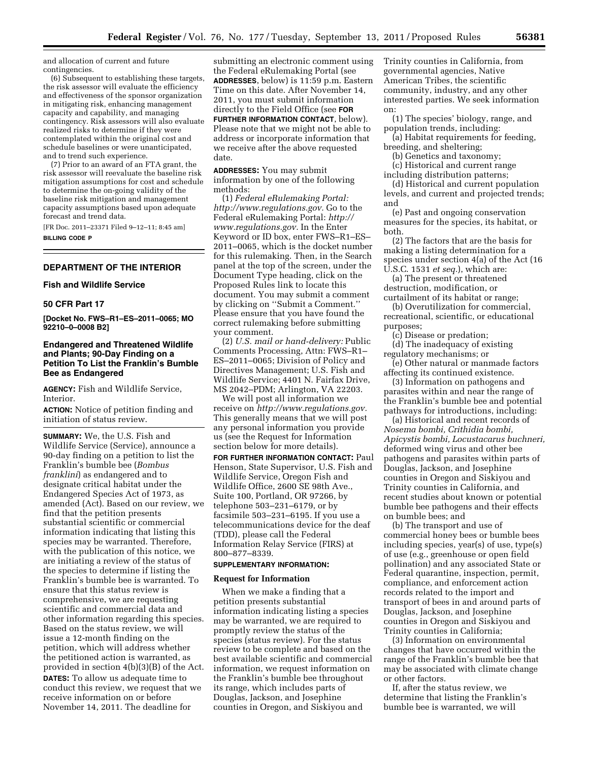and allocation of current and future contingencies.

(6) Subsequent to establishing these targets, the risk assessor will evaluate the efficiency and effectiveness of the sponsor organization in mitigating risk, enhancing management capacity and capability, and managing contingency. Risk assessors will also evaluate realized risks to determine if they were contemplated within the original cost and schedule baselines or were unanticipated, and to trend such experience.

(7) Prior to an award of an FTA grant, the risk assessor will reevaluate the baseline risk mitigation assumptions for cost and schedule to determine the on-going validity of the baseline risk mitigation and management capacity assumptions based upon adequate forecast and trend data.

[FR Doc. 2011–23371 Filed 9–12–11; 8:45 am]

**BILLING CODE P**

---

## DEPARTMENT OF THE INTERIOR

### Fish and Wildlife Service

### 50 CFR Part 17

**[Docket No. FWS–R1–ES–2011–0065; MO 92210–0–0008 B2]**

### Endangered and Threatened Wildlife and Plants; 90-Day Finding on a Petition To List the Franklin's Bumble Bee as Endangered

**AGENCY:** Fish and Wildlife Service, Interior.

**ACTION:** Notice of petition finding and initiation of status review.

**SUMMARY:** We, the U.S. Fish and Wildlife Service (Service), announce a 90-day finding on a petition to list the Franklin's bumble bee (*Bombus franklini*) as endangered and to designate critical habitat under the Endangered Species Act of 1973, as amended (Act). Based on our review, we find that the petition presents substantial scientific or commercial information indicating that listing this species may be warranted. Therefore, with the publication of this notice, we are initiating a review of the status of the species to determine if listing the Franklin's bumble bee is warranted. To ensure that this status review is comprehensive, we are requesting scientific and commercial data and other information regarding this species. Based on the status review, we will issue a 12-month finding on the petition, which will address whether the petitioned action is warranted, as provided in section 4(b)(3)(B) of the Act.

**DATES:** To allow us adequate time to conduct this review, we request that we receive information on or before November 14, 2011. The deadline for submitting an electronic comment using the Federal eRulemaking Portal (see **ADDRESSES**, below) is 11:59 p.m. Eastern Time on this date. After November 14, 2011, you must submit information directly to the Field Office (see **FOR FURTHER INFORMATION CONTACT**, below). Please note that we might not be able to address or incorporate information that we receive after the above requested date.

**ADDRESSES:** You may submit information by one of the following methods:

(1) *Federal eRulemaking Portal: http://www.regulations.gov.* Go to the Federal eRulemaking Portal: *http://www.regulations.gov.* In the Enter Keyword or ID box, enter FWS–R1–ES–2011–0065, which is the docket number for this rulemaking. Then, in the Search panel at the top of the screen, under the Document Type heading, click on the Proposed Rules link to locate this document. You may submit a comment by clicking on ''Submit a Comment.'' Please ensure that you have found the correct rulemaking before submitting your comment.

(2) *U.S. mail or hand-delivery:* Public Comments Processing, Attn: FWS–R1–ES–2011–0065; Division of Policy and Directives Management; U.S. Fish and Wildlife Service; 4401 N. Fairfax Drive, MS 2042–PDM; Arlington, VA 22203.

We will post all information we receive on *http://www.regulations.gov.* This generally means that we will post any personal information you provide us (see the Request for Information section below for more details).

**FOR FURTHER INFORMATION CONTACT:** Paul Henson, State Supervisor, U.S. Fish and Wildlife Service, Oregon Fish and Wildlife Office, 2600 SE 98th Ave., Suite 100, Portland, OR 97266, by telephone 503–231–6179, or by facsimile 503–231–6195. If you use a telecommunications device for the deaf (TDD), please call the Federal Information Relay Service (FIRS) at 800–877–8339.

**SUPPLEMENTARY INFORMATION:**

#### Request for Information

When we make a finding that a petition presents substantial information indicating listing a species may be warranted, we are required to promptly review the status of the species (status review). For the status review to be complete and based on the best available scientific and commercial information, we request information on the Franklin's bumble bee throughout its range, which includes parts of Douglas, Jackson, and Josephine counties in Oregon, and Siskiyou and Trinity counties in California, from governmental agencies, Native American Tribes, the scientific community, industry, and any other interested parties. We seek information on:

(1) The species' biology, range, and population trends, including:

(a) Habitat requirements for feeding, breeding, and sheltering;

(b) Genetics and taxonomy;

(c) Historical and current range including distribution patterns;

(d) Historical and current population levels, and current and projected trends; and

(e) Past and ongoing conservation measures for the species, its habitat, or both.

(2) The factors that are the basis for making a listing determination for a species under section 4(a) of the Act (16 U.S.C. 1531 *et seq.*), which are:

(a) The present or threatened destruction, modification, or curtailment of its habitat or range;

(b) Overutilization for commercial, recreational, scientific, or educational purposes;

(c) Disease or predation;

(d) The inadequacy of existing regulatory mechanisms; or

(e) Other natural or manmade factors affecting its continued existence.

(3) Information on pathogens and parasites within and near the range of the Franklin's bumble bee and potential pathways for introductions, including:

(a) Historical and recent records of *Nosema bombi, Crithidia bombi, Apicystis bombi, Locustacarus buchneri,* deformed wing virus and other bee pathogens and parasites within parts of Douglas, Jackson, and Josephine counties in Oregon and Siskiyou and Trinity counties in California, and recent studies about known or potential bumble bee pathogens and their effects on bumble bees; and

(b) The transport and use of commercial honey bees or bumble bees including species, year(s) of use, type(s) of use (e.g., greenhouse or open field pollination) and any associated State or Federal quarantine, inspection, permit, compliance, and enforcement action records related to the import and transport of bees in and around parts of Douglas, Jackson, and Josephine counties in Oregon and Siskiyou and Trinity counties in California;

(3) Information on environmental changes that have occurred within the range of the Franklin's bumble bee that may be associated with climate change or other factors.

If, after the status review, we determine that listing the Franklin's bumble bee is warranted, we will